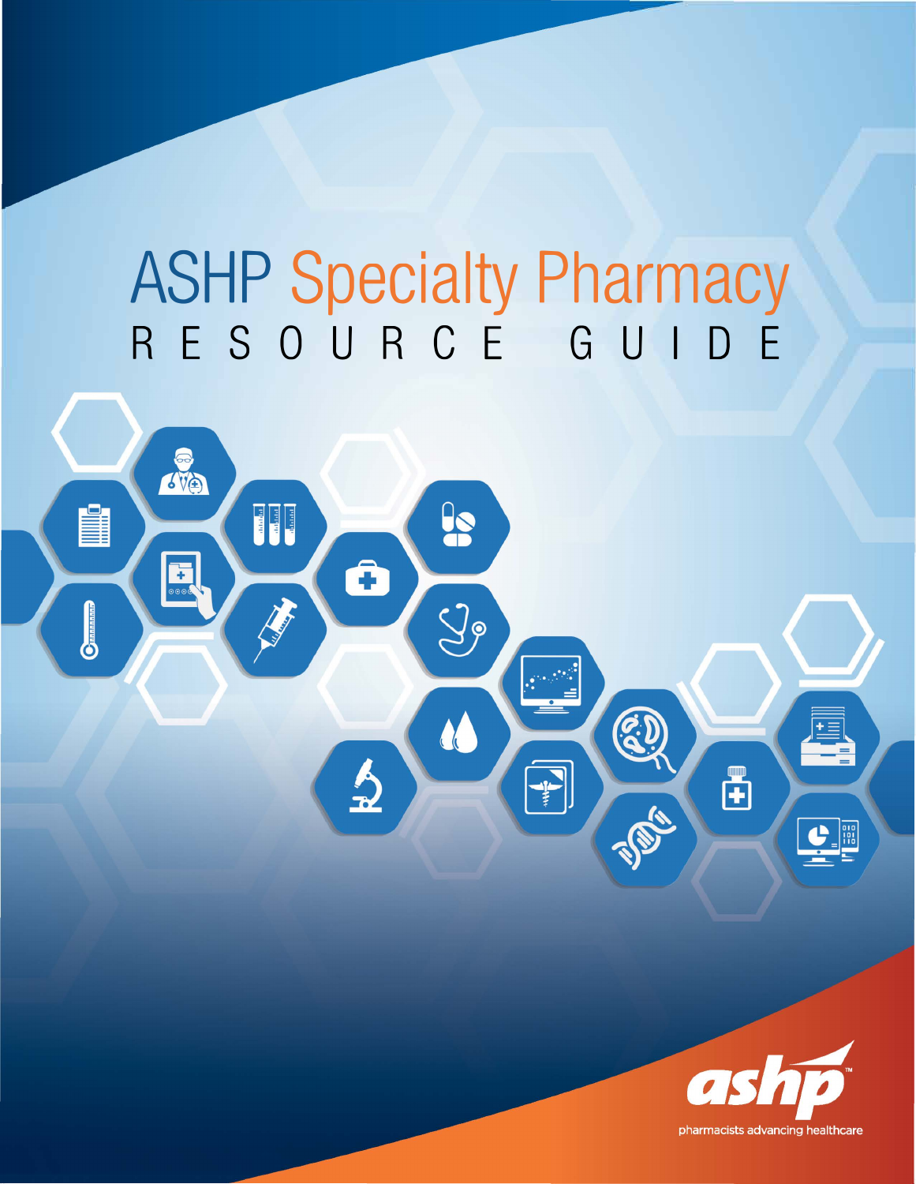# ASHP Specialty Pharmacy RESOURCE GUIDE

ashp

pharmacists advancing healthcare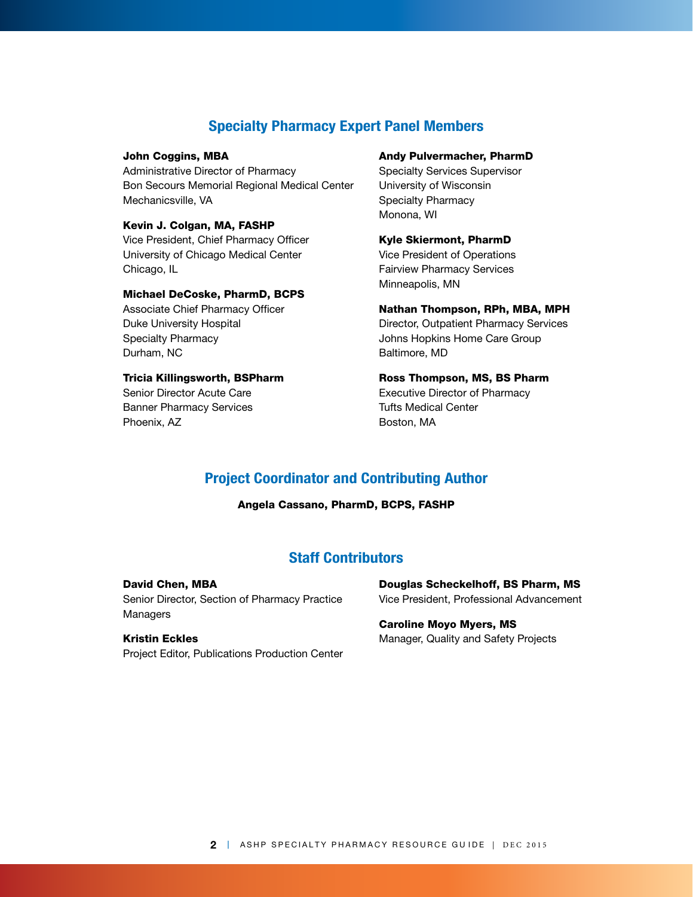## Specialty Pharmacy Expert Panel Members

**John Coggins, MBA**
Administrative Director of Pharmacy
Bon Secours Memorial Regional Medical Center
Mechanicsville, VA

**Kevin J. Colgan, MA, FASHP**
Vice President, Chief Pharmacy Officer
University of Chicago Medical Center
Chicago, IL

**Michael DeCoske, PharmD, BCPS**
Associate Chief Pharmacy Officer
Duke University Hospital
Specialty Pharmacy
Durham, NC

**Tricia Killingsworth, BSPharm**
Senior Director Acute Care
Banner Pharmacy Services
Phoenix, AZ

**Andy Pulvermacher, PharmD**
Specialty Services Supervisor
University of Wisconsin
Specialty Pharmacy
Monona, WI

**Kyle Skiermont, PharmD**
Vice President of Operations
Fairview Pharmacy Services
Minneapolis, MN

**Nathan Thompson, RPh, MBA, MPH**
Director, Outpatient Pharmacy Services
Johns Hopkins Home Care Group
Baltimore, MD

**Ross Thompson, MS, BS Pharm**
Executive Director of Pharmacy
Tufts Medical Center
Boston, MA

## Project Coordinator and Contributing Author

**Angela Cassano, PharmD, BCPS, FASHP**

## Staff Contributors

**David Chen, MBA**
Senior Director, Section of Pharmacy Practice Managers

**Kristin Eckles**
Project Editor, Publications Production Center

**Douglas Scheckelhoff, BS Pharm, MS**
Vice President, Professional Advancement

**Caroline Moyo Myers, MS**
Manager, Quality and Safety Projects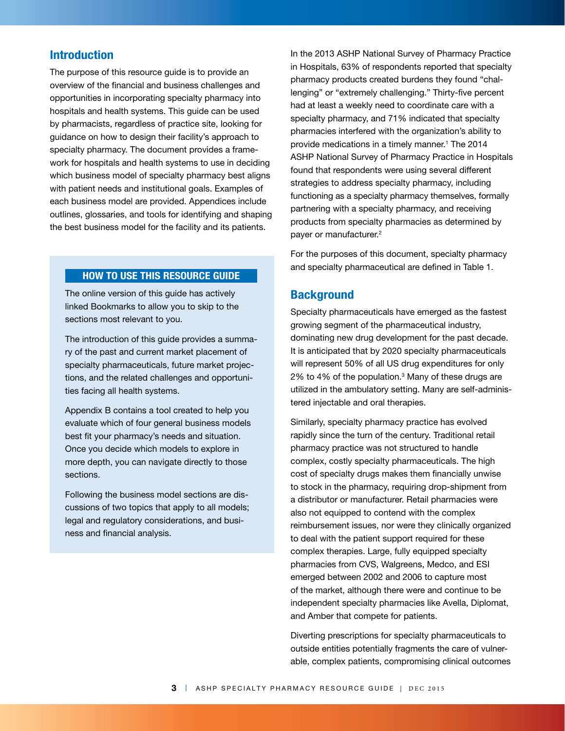## Introduction

The purpose of this resource guide is to provide an overview of the financial and business challenges and opportunities in incorporating specialty pharmacy into hospitals and health systems. This guide can be used by pharmacists, regardless of practice site, looking for guidance on how to design their facility's approach to specialty pharmacy. The document provides a framework for hospitals and health systems to use in deciding which business model of specialty pharmacy best aligns with patient needs and institutional goals. Examples of each business model are provided. Appendices include outlines, glossaries, and tools for identifying and shaping the best business model for the facility and its patients.

> **HOW TO USE THIS RESOURCE GUIDE**
>
> The online version of this guide has actively linked Bookmarks to allow you to skip to the sections most relevant to you.
>
> The introduction of this guide provides a summary of the past and current market placement of specialty pharmaceuticals, future market projections, and the related challenges and opportunities facing all health systems.
>
> Appendix B contains a tool created to help you evaluate which of four general business models best fit your pharmacy's needs and situation. Once you decide which models to explore in more depth, you can navigate directly to those sections.
>
> Following the business model sections are discussions of two topics that apply to all models; legal and regulatory considerations, and business and financial analysis.

In the 2013 ASHP National Survey of Pharmacy Practice in Hospitals, 63% of respondents reported that specialty pharmacy products created burdens they found "challenging" or "extremely challenging." Thirty-five percent had at least a weekly need to coordinate care with a specialty pharmacy, and 71% indicated that specialty pharmacies interfered with the organization's ability to provide medications in a timely manner.[1] The 2014 ASHP National Survey of Pharmacy Practice in Hospitals found that respondents were using several different strategies to address specialty pharmacy, including functioning as a specialty pharmacy themselves, formally partnering with a specialty pharmacy, and receiving products from specialty pharmacies as determined by payer or manufacturer.[2]

For the purposes of this document, specialty pharmacy and specialty pharmaceutical are defined in Table 1.

## Background

Specialty pharmaceuticals have emerged as the fastest growing segment of the pharmaceutical industry, dominating new drug development for the past decade. It is anticipated that by 2020 specialty pharmaceuticals will represent 50% of all US drug expenditures for only 2% to 4% of the population.[3] Many of these drugs are utilized in the ambulatory setting. Many are self-administered injectable and oral therapies.

Similarly, specialty pharmacy practice has evolved rapidly since the turn of the century. Traditional retail pharmacy practice was not structured to handle complex, costly specialty pharmaceuticals. The high cost of specialty drugs makes them financially unwise to stock in the pharmacy, requiring drop-shipment from a distributor or manufacturer. Retail pharmacies were also not equipped to contend with the complex reimbursement issues, nor were they clinically organized to deal with the patient support required for these complex therapies. Large, fully equipped specialty pharmacies from CVS, Walgreens, Medco, and ESI emerged between 2002 and 2006 to capture most of the market, although there were and continue to be independent specialty pharmacies like Avella, Diplomat, and Amber that compete for patients.

Diverting prescriptions for specialty pharmaceuticals to outside entities potentially fragments the care of vulnerable, complex patients, compromising clinical outcomes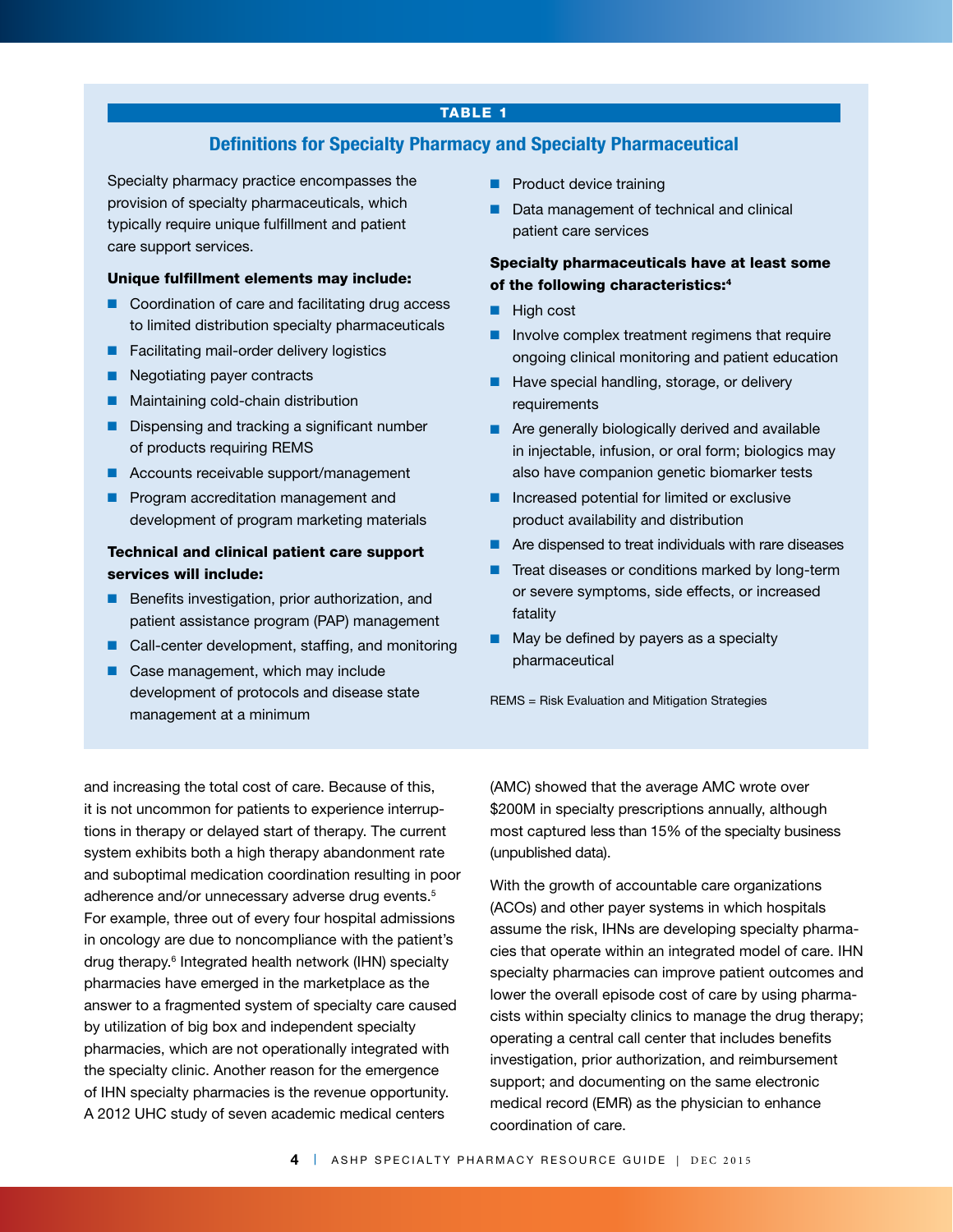**TABLE 1**

## Definitions for Specialty Pharmacy and Specialty Pharmaceutical

Specialty pharmacy practice encompasses the provision of specialty pharmaceuticals, which typically require unique fulfillment and patient care support services.

**Unique fulfillment elements may include:**

- Coordination of care and facilitating drug access to limited distribution specialty pharmaceuticals
- Facilitating mail-order delivery logistics
- Negotiating payer contracts
- Maintaining cold-chain distribution
- Dispensing and tracking a significant number of products requiring REMS
- Accounts receivable support/management
- Program accreditation management and development of program marketing materials

**Technical and clinical patient care support services will include:**

- Benefits investigation, prior authorization, and patient assistance program (PAP) management
- Call-center development, staffing, and monitoring
- Case management, which may include development of protocols and disease state management at a minimum
- Product device training
- Data management of technical and clinical patient care services

**Specialty pharmaceuticals have at least some of the following characteristics:**[4]

- High cost
- Involve complex treatment regimens that require ongoing clinical monitoring and patient education
- Have special handling, storage, or delivery requirements
- Are generally biologically derived and available in injectable, infusion, or oral form; biologics may also have companion genetic biomarker tests
- Increased potential for limited or exclusive product availability and distribution
- Are dispensed to treat individuals with rare diseases
- Treat diseases or conditions marked by long-term or severe symptoms, side effects, or increased fatality
- May be defined by payers as a specialty pharmaceutical

REMS = Risk Evaluation and Mitigation Strategies

and increasing the total cost of care. Because of this, it is not uncommon for patients to experience interruptions in therapy or delayed start of therapy. The current system exhibits both a high therapy abandonment rate and suboptimal medication coordination resulting in poor adherence and/or unnecessary adverse drug events.[5] For example, three out of every four hospital admissions in oncology are due to noncompliance with the patient's drug therapy.[6] Integrated health network (IHN) specialty pharmacies have emerged in the marketplace as the answer to a fragmented system of specialty care caused by utilization of big box and independent specialty pharmacies, which are not operationally integrated with the specialty clinic. Another reason for the emergence of IHN specialty pharmacies is the revenue opportunity. A 2012 UHC study of seven academic medical centers (AMC) showed that the average AMC wrote over $200M in specialty prescriptions annually, although most captured less than 15% of the specialty business (unpublished data).

With the growth of accountable care organizations (ACOs) and other payer systems in which hospitals assume the risk, IHNs are developing specialty pharmacies that operate within an integrated model of care. IHN specialty pharmacies can improve patient outcomes and lower the overall episode cost of care by using pharmacists within specialty clinics to manage the drug therapy; operating a central call center that includes benefits investigation, prior authorization, and reimbursement support; and documenting on the same electronic medical record (EMR) as the physician to enhance coordination of care.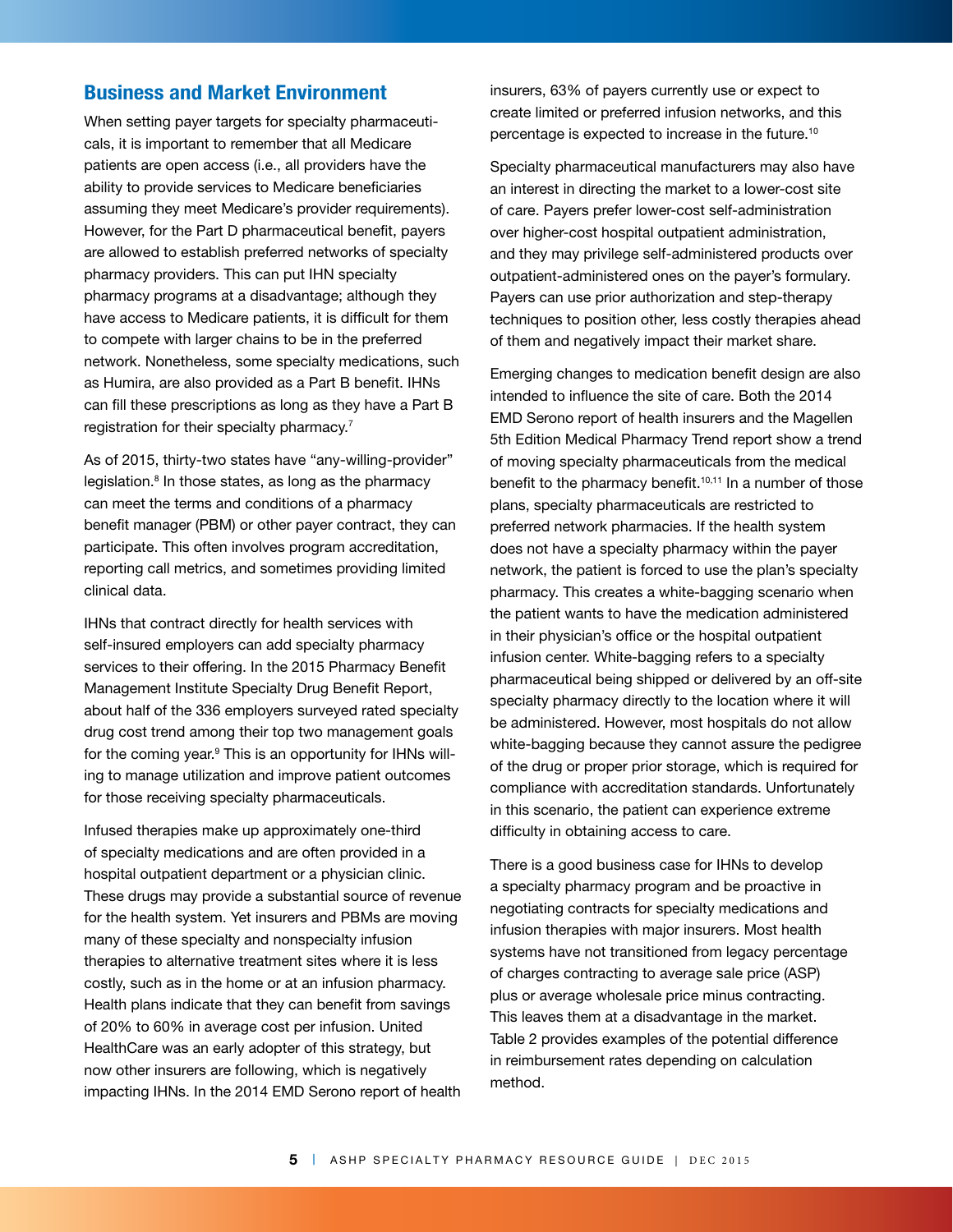## Business and Market Environment

When setting payer targets for specialty pharmaceuticals, it is important to remember that all Medicare patients are open access (i.e., all providers have the ability to provide services to Medicare beneficiaries assuming they meet Medicare's provider requirements). However, for the Part D pharmaceutical benefit, payers are allowed to establish preferred networks of specialty pharmacy providers. This can put IHN specialty pharmacy programs at a disadvantage; although they have access to Medicare patients, it is difficult for them to compete with larger chains to be in the preferred network. Nonetheless, some specialty medications, such as Humira, are also provided as a Part B benefit. IHNs can fill these prescriptions as long as they have a Part B registration for their specialty pharmacy.[7]

As of 2015, thirty-two states have "any-willing-provider" legislation.[8] In those states, as long as the pharmacy can meet the terms and conditions of a pharmacy benefit manager (PBM) or other payer contract, they can participate. This often involves program accreditation, reporting call metrics, and sometimes providing limited clinical data.

IHNs that contract directly for health services with self-insured employers can add specialty pharmacy services to their offering. In the 2015 Pharmacy Benefit Management Institute Specialty Drug Benefit Report, about half of the 336 employers surveyed rated specialty drug cost trend among their top two management goals for the coming year.[9] This is an opportunity for IHNs willing to manage utilization and improve patient outcomes for those receiving specialty pharmaceuticals.

Infused therapies make up approximately one-third of specialty medications and are often provided in a hospital outpatient department or a physician clinic. These drugs may provide a substantial source of revenue for the health system. Yet insurers and PBMs are moving many of these specialty and nonspecialty infusion therapies to alternative treatment sites where it is less costly, such as in the home or at an infusion pharmacy. Health plans indicate that they can benefit from savings of 20% to 60% in average cost per infusion. United HealthCare was an early adopter of this strategy, but now other insurers are following, which is negatively impacting IHNs. In the 2014 EMD Serono report of health insurers, 63% of payers currently use or expect to create limited or preferred infusion networks, and this percentage is expected to increase in the future.[10]

Specialty pharmaceutical manufacturers may also have an interest in directing the market to a lower-cost site of care. Payers prefer lower-cost self-administration over higher-cost hospital outpatient administration, and they may privilege self-administered products over outpatient-administered ones on the payer's formulary. Payers can use prior authorization and step-therapy techniques to position other, less costly therapies ahead of them and negatively impact their market share.

Emerging changes to medication benefit design are also intended to influence the site of care. Both the 2014 EMD Serono report of health insurers and the Magellen 5th Edition Medical Pharmacy Trend report show a trend of moving specialty pharmaceuticals from the medical benefit to the pharmacy benefit.[10,11] In a number of those plans, specialty pharmaceuticals are restricted to preferred network pharmacies. If the health system does not have a specialty pharmacy within the payer network, the patient is forced to use the plan's specialty pharmacy. This creates a white-bagging scenario when the patient wants to have the medication administered in their physician's office or the hospital outpatient infusion center. White-bagging refers to a specialty pharmaceutical being shipped or delivered by an off-site specialty pharmacy directly to the location where it will be administered. However, most hospitals do not allow white-bagging because they cannot assure the pedigree of the drug or proper prior storage, which is required for compliance with accreditation standards. Unfortunately in this scenario, the patient can experience extreme difficulty in obtaining access to care.

There is a good business case for IHNs to develop a specialty pharmacy program and be proactive in negotiating contracts for specialty medications and infusion therapies with major insurers. Most health systems have not transitioned from legacy percentage of charges contracting to average sale price (ASP) plus or average wholesale price minus contracting. This leaves them at a disadvantage in the market. Table 2 provides examples of the potential difference in reimbursement rates depending on calculation method.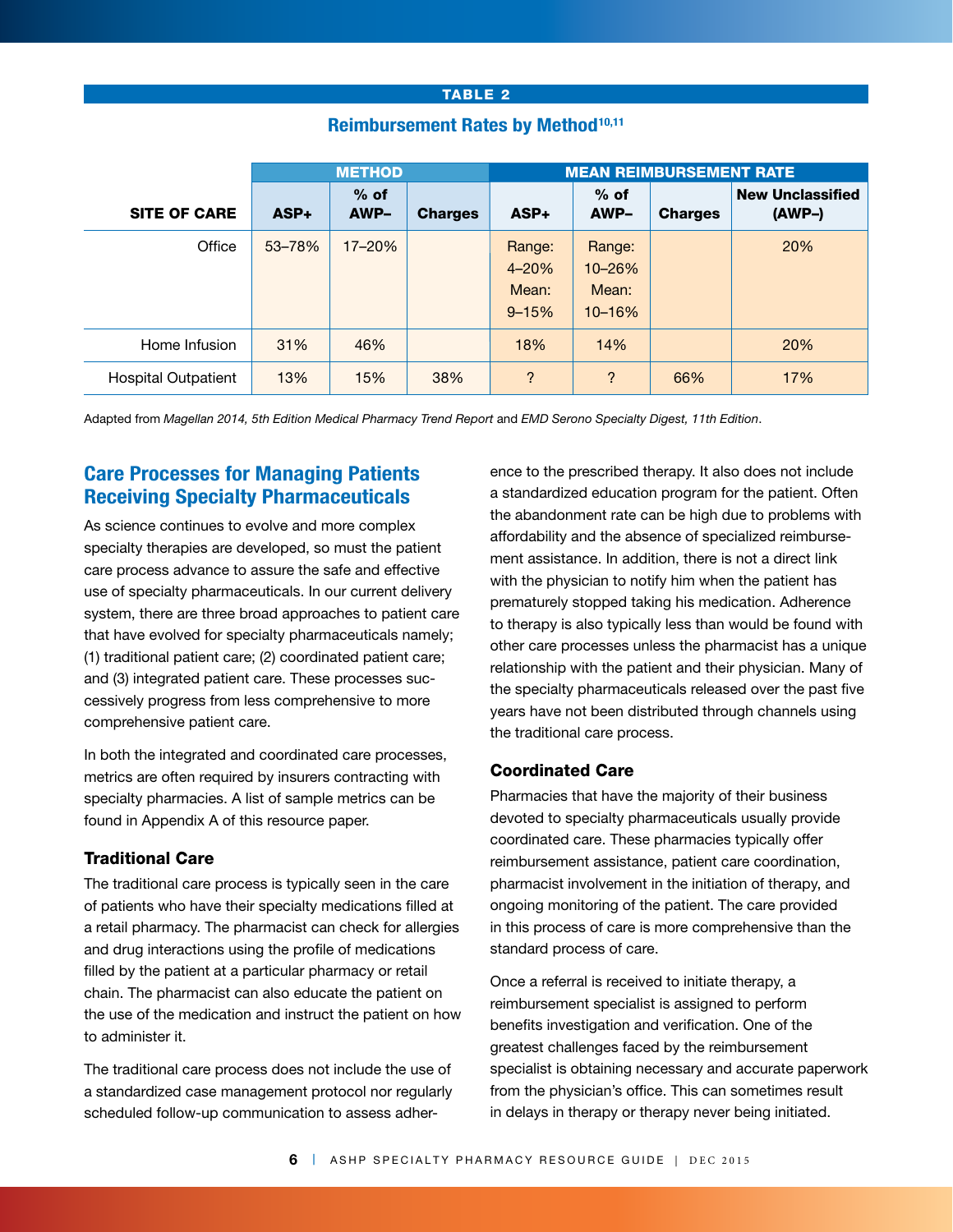**TABLE 2**

**Reimbursement Rates by Method**[10,11]

| SITE OF CARE | METHOD | | | MEAN REIMBURSEMENT RATE | | | |
|---|---|---|---|---|---|---|---|
| | ASP+ | % of AWP– | Charges | ASP+ | % of AWP– | Charges | New Unclassified (AWP–) |
| Office | 53–78% | 17–20% | | Range: 4–20% Mean: 9–15% | Range: 10–26% Mean: 10–16% | | 20% |
| Home Infusion | 31% | 46% | | 18% | 14% | | 20% |
| Hospital Outpatient | 13% | 15% | 38% | ? | ? | 66% | 17% |

Adapted from *Magellan 2014, 5th Edition Medical Pharmacy Trend Report* and *EMD Serono Specialty Digest, 11th Edition*.

## Care Processes for Managing Patients Receiving Specialty Pharmaceuticals

As science continues to evolve and more complex specialty therapies are developed, so must the patient care process advance to assure the safe and effective use of specialty pharmaceuticals. In our current delivery system, there are three broad approaches to patient care that have evolved for specialty pharmaceuticals namely; (1) traditional patient care; (2) coordinated patient care; and (3) integrated patient care. These processes successively progress from less comprehensive to more comprehensive patient care.

In both the integrated and coordinated care processes, metrics are often required by insurers contracting with specialty pharmacies. A list of sample metrics can be found in Appendix A of this resource paper.

### Traditional Care

The traditional care process is typically seen in the care of patients who have their specialty medications filled at a retail pharmacy. The pharmacist can check for allergies and drug interactions using the profile of medications filled by the patient at a particular pharmacy or retail chain. The pharmacist can also educate the patient on the use of the medication and instruct the patient on how to administer it.

The traditional care process does not include the use of a standardized case management protocol nor regularly scheduled follow-up communication to assess adherence to the prescribed therapy. It also does not include a standardized education program for the patient. Often the abandonment rate can be high due to problems with affordability and the absence of specialized reimbursement assistance. In addition, there is not a direct link with the physician to notify him when the patient has prematurely stopped taking his medication. Adherence to therapy is also typically less than would be found with other care processes unless the pharmacist has a unique relationship with the patient and their physician. Many of the specialty pharmaceuticals released over the past five years have not been distributed through channels using the traditional care process.

### Coordinated Care

Pharmacies that have the majority of their business devoted to specialty pharmaceuticals usually provide coordinated care. These pharmacies typically offer reimbursement assistance, patient care coordination, pharmacist involvement in the initiation of therapy, and ongoing monitoring of the patient. The care provided in this process of care is more comprehensive than the standard process of care.

Once a referral is received to initiate therapy, a reimbursement specialist is assigned to perform benefits investigation and verification. One of the greatest challenges faced by the reimbursement specialist is obtaining necessary and accurate paperwork from the physician's office. This can sometimes result in delays in therapy or therapy never being initiated.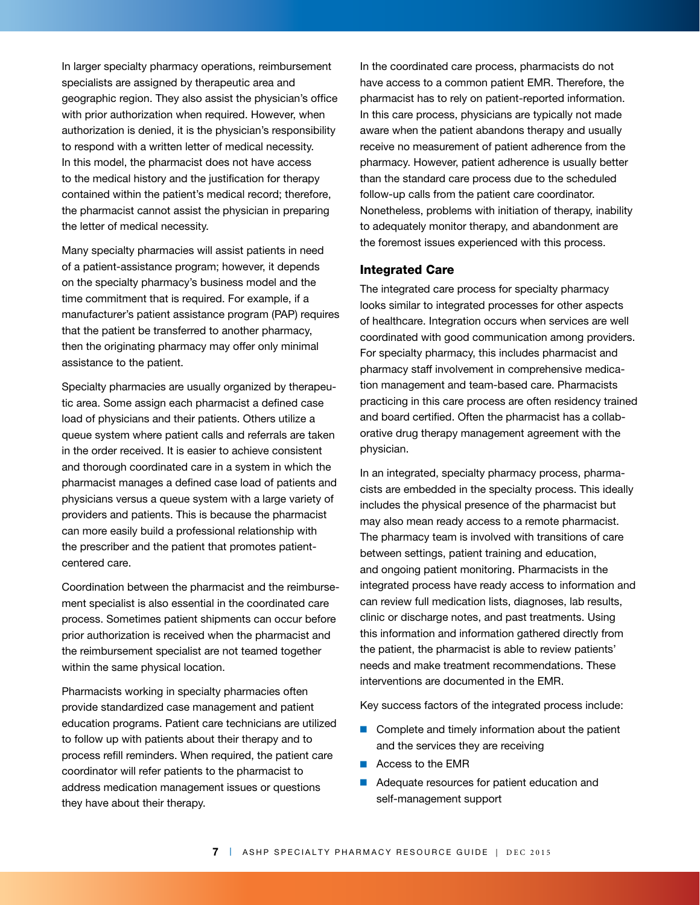In larger specialty pharmacy operations, reimbursement specialists are assigned by therapeutic area and geographic region. They also assist the physician's office with prior authorization when required. However, when authorization is denied, it is the physician's responsibility to respond with a written letter of medical necessity. In this model, the pharmacist does not have access to the medical history and the justification for therapy contained within the patient's medical record; therefore, the pharmacist cannot assist the physician in preparing the letter of medical necessity.

Many specialty pharmacies will assist patients in need of a patient-assistance program; however, it depends on the specialty pharmacy's business model and the time commitment that is required. For example, if a manufacturer's patient assistance program (PAP) requires that the patient be transferred to another pharmacy, then the originating pharmacy may offer only minimal assistance to the patient.

Specialty pharmacies are usually organized by therapeutic area. Some assign each pharmacist a defined case load of physicians and their patients. Others utilize a queue system where patient calls and referrals are taken in the order received. It is easier to achieve consistent and thorough coordinated care in a system in which the pharmacist manages a defined case load of patients and physicians versus a queue system with a large variety of providers and patients. This is because the pharmacist can more easily build a professional relationship with the prescriber and the patient that promotes patient-centered care.

Coordination between the pharmacist and the reimbursement specialist is also essential in the coordinated care process. Sometimes patient shipments can occur before prior authorization is received when the pharmacist and the reimbursement specialist are not teamed together within the same physical location.

Pharmacists working in specialty pharmacies often provide standardized case management and patient education programs. Patient care technicians are utilized to follow up with patients about their therapy and to process refill reminders. When required, the patient care coordinator will refer patients to the pharmacist to address medication management issues or questions they have about their therapy.

In the coordinated care process, pharmacists do not have access to a common patient EMR. Therefore, the pharmacist has to rely on patient-reported information. In this care process, physicians are typically not made aware when the patient abandons therapy and usually receive no measurement of patient adherence from the pharmacy. However, patient adherence is usually better than the standard care process due to the scheduled follow-up calls from the patient care coordinator. Nonetheless, problems with initiation of therapy, inability to adequately monitor therapy, and abandonment are the foremost issues experienced with this process.

### Integrated Care

The integrated care process for specialty pharmacy looks similar to integrated processes for other aspects of healthcare. Integration occurs when services are well coordinated with good communication among providers. For specialty pharmacy, this includes pharmacist and pharmacy staff involvement in comprehensive medication management and team-based care. Pharmacists practicing in this care process are often residency trained and board certified. Often the pharmacist has a collaborative drug therapy management agreement with the physician.

In an integrated, specialty pharmacy process, pharmacists are embedded in the specialty process. This ideally includes the physical presence of the pharmacist but may also mean ready access to a remote pharmacist. The pharmacy team is involved with transitions of care between settings, patient training and education, and ongoing patient monitoring. Pharmacists in the integrated process have ready access to information and can review full medication lists, diagnoses, lab results, clinic or discharge notes, and past treatments. Using this information and information gathered directly from the patient, the pharmacist is able to review patients' needs and make treatment recommendations. These interventions are documented in the EMR.

Key success factors of the integrated process include:

- Complete and timely information about the patient and the services they are receiving
- Access to the EMR
- Adequate resources for patient education and self-management support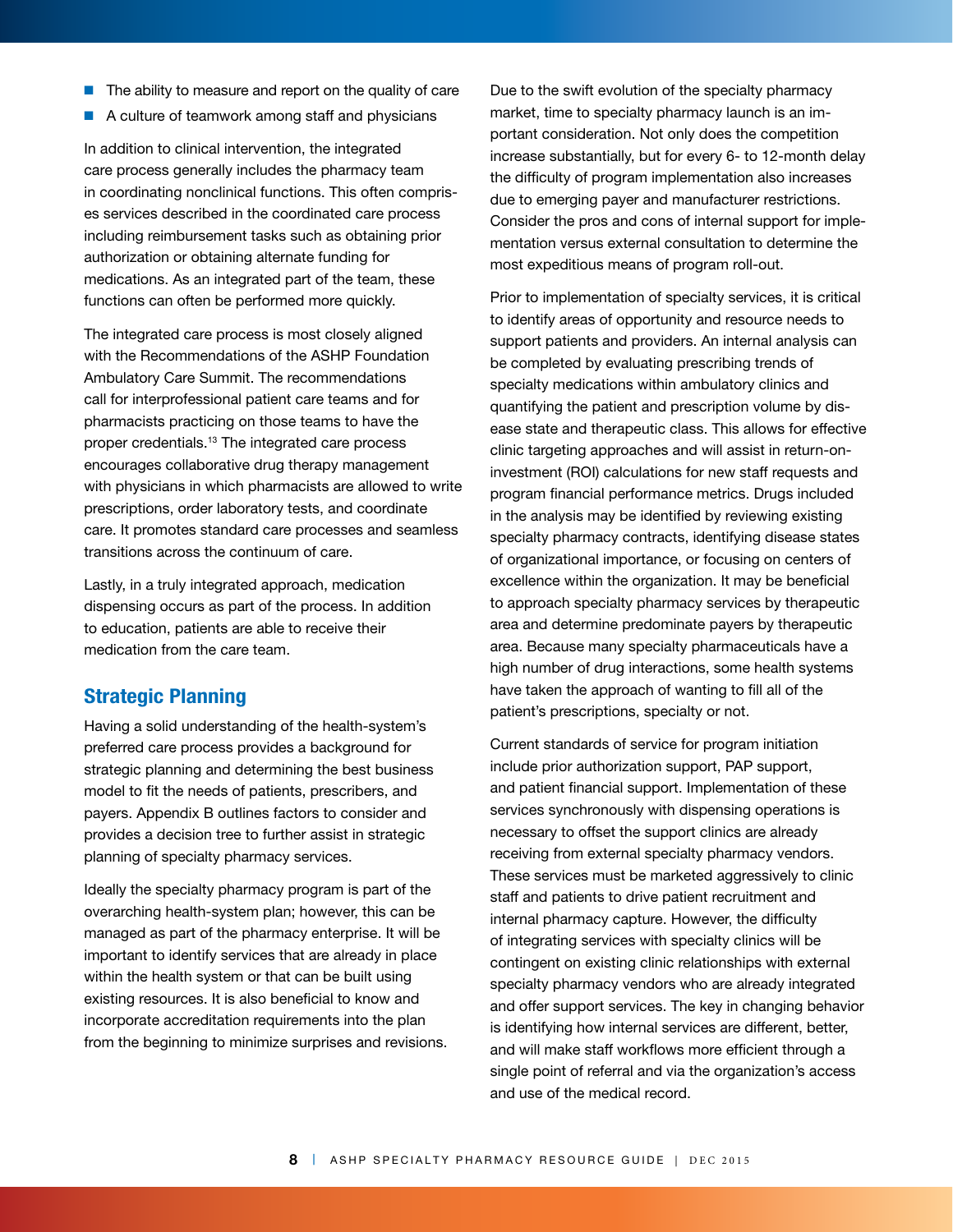- The ability to measure and report on the quality of care
- A culture of teamwork among staff and physicians

In addition to clinical intervention, the integrated care process generally includes the pharmacy team in coordinating nonclinical functions. This often comprises services described in the coordinated care process including reimbursement tasks such as obtaining prior authorization or obtaining alternate funding for medications. As an integrated part of the team, these functions can often be performed more quickly.

The integrated care process is most closely aligned with the Recommendations of the ASHP Foundation Ambulatory Care Summit. The recommendations call for interprofessional patient care teams and for pharmacists practicing on those teams to have the proper credentials.[13] The integrated care process encourages collaborative drug therapy management with physicians in which pharmacists are allowed to write prescriptions, order laboratory tests, and coordinate care. It promotes standard care processes and seamless transitions across the continuum of care.

Lastly, in a truly integrated approach, medication dispensing occurs as part of the process. In addition to education, patients are able to receive their medication from the care team.

## Strategic Planning

Having a solid understanding of the health-system's preferred care process provides a background for strategic planning and determining the best business model to fit the needs of patients, prescribers, and payers. Appendix B outlines factors to consider and provides a decision tree to further assist in strategic planning of specialty pharmacy services.

Ideally the specialty pharmacy program is part of the overarching health-system plan; however, this can be managed as part of the pharmacy enterprise. It will be important to identify services that are already in place within the health system or that can be built using existing resources. It is also beneficial to know and incorporate accreditation requirements into the plan from the beginning to minimize surprises and revisions.

Due to the swift evolution of the specialty pharmacy market, time to specialty pharmacy launch is an important consideration. Not only does the competition increase substantially, but for every 6- to 12-month delay the difficulty of program implementation also increases due to emerging payer and manufacturer restrictions. Consider the pros and cons of internal support for implementation versus external consultation to determine the most expeditious means of program roll-out.

Prior to implementation of specialty services, it is critical to identify areas of opportunity and resource needs to support patients and providers. An internal analysis can be completed by evaluating prescribing trends of specialty medications within ambulatory clinics and quantifying the patient and prescription volume by disease state and therapeutic class. This allows for effective clinic targeting approaches and will assist in return-on-investment (ROI) calculations for new staff requests and program financial performance metrics. Drugs included in the analysis may be identified by reviewing existing specialty pharmacy contracts, identifying disease states of organizational importance, or focusing on centers of excellence within the organization. It may be beneficial to approach specialty pharmacy services by therapeutic area and determine predominate payers by therapeutic area. Because many specialty pharmaceuticals have a high number of drug interactions, some health systems have taken the approach of wanting to fill all of the patient's prescriptions, specialty or not.

Current standards of service for program initiation include prior authorization support, PAP support, and patient financial support. Implementation of these services synchronously with dispensing operations is necessary to offset the support clinics are already receiving from external specialty pharmacy vendors. These services must be marketed aggressively to clinic staff and patients to drive patient recruitment and internal pharmacy capture. However, the difficulty of integrating services with specialty clinics will be contingent on existing clinic relationships with external specialty pharmacy vendors who are already integrated and offer support services. The key in changing behavior is identifying how internal services are different, better, and will make staff workflows more efficient through a single point of referral and via the organization's access and use of the medical record.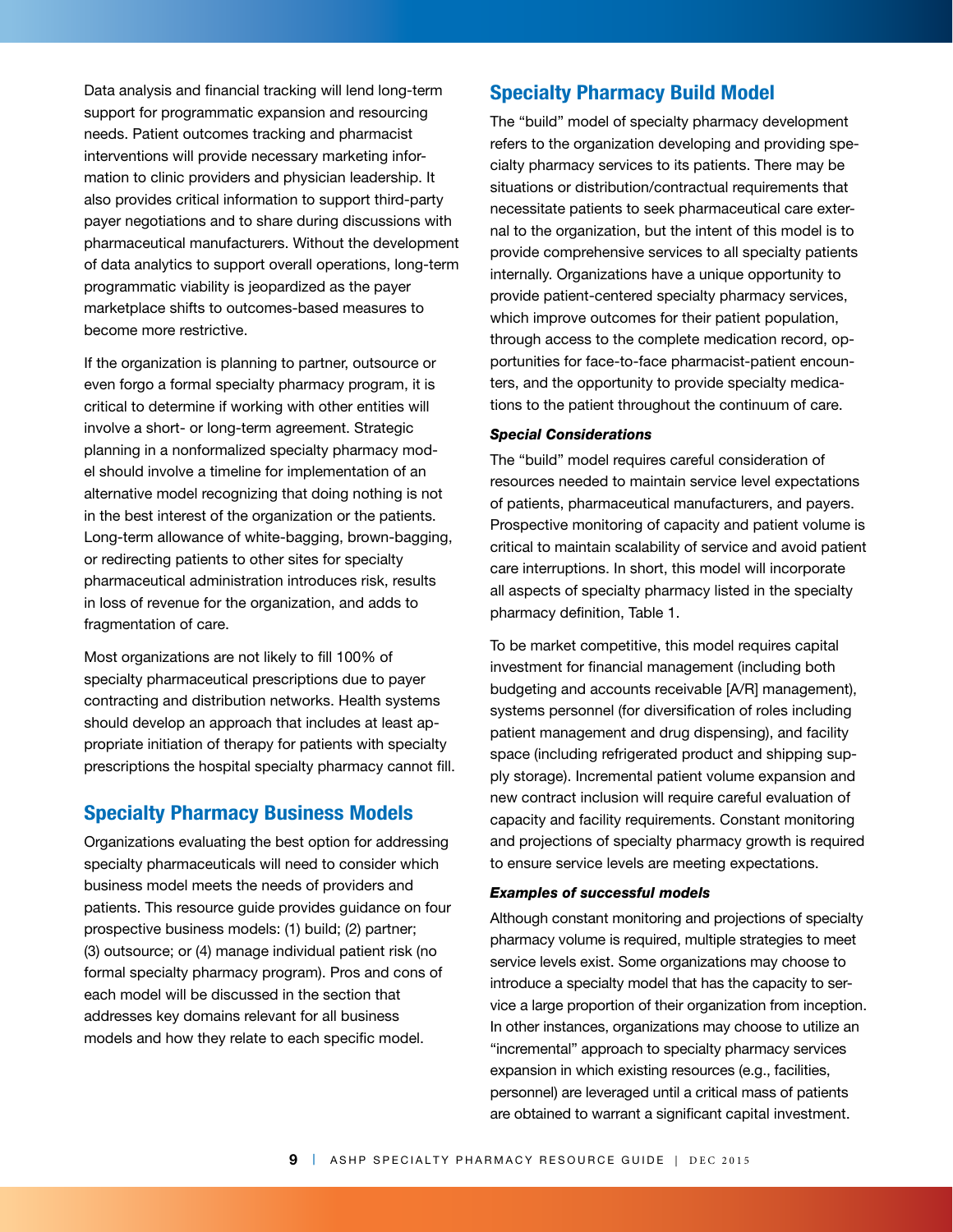Data analysis and financial tracking will lend long-term support for programmatic expansion and resourcing needs. Patient outcomes tracking and pharmacist interventions will provide necessary marketing information to clinic providers and physician leadership. It also provides critical information to support third-party payer negotiations and to share during discussions with pharmaceutical manufacturers. Without the development of data analytics to support overall operations, long-term programmatic viability is jeopardized as the payer marketplace shifts to outcomes-based measures to become more restrictive.

If the organization is planning to partner, outsource or even forgo a formal specialty pharmacy program, it is critical to determine if working with other entities will involve a short- or long-term agreement. Strategic planning in a nonformalized specialty pharmacy model should involve a timeline for implementation of an alternative model recognizing that doing nothing is not in the best interest of the organization or the patients. Long-term allowance of white-bagging, brown-bagging, or redirecting patients to other sites for specialty pharmaceutical administration introduces risk, results in loss of revenue for the organization, and adds to fragmentation of care.

Most organizations are not likely to fill 100% of specialty pharmaceutical prescriptions due to payer contracting and distribution networks. Health systems should develop an approach that includes at least appropriate initiation of therapy for patients with specialty prescriptions the hospital specialty pharmacy cannot fill.

## Specialty Pharmacy Business Models

Organizations evaluating the best option for addressing specialty pharmaceuticals will need to consider which business model meets the needs of providers and patients. This resource guide provides guidance on four prospective business models: (1) build; (2) partner; (3) outsource; or (4) manage individual patient risk (no formal specialty pharmacy program). Pros and cons of each model will be discussed in the section that addresses key domains relevant for all business models and how they relate to each specific model.

## Specialty Pharmacy Build Model

The "build" model of specialty pharmacy development refers to the organization developing and providing specialty pharmacy services to its patients. There may be situations or distribution/contractual requirements that necessitate patients to seek pharmaceutical care external to the organization, but the intent of this model is to provide comprehensive services to all specialty patients internally. Organizations have a unique opportunity to provide patient-centered specialty pharmacy services, which improve outcomes for their patient population, through access to the complete medication record, opportunities for face-to-face pharmacist-patient encounters, and the opportunity to provide specialty medications to the patient throughout the continuum of care.

#### *Special Considerations*

The "build" model requires careful consideration of resources needed to maintain service level expectations of patients, pharmaceutical manufacturers, and payers. Prospective monitoring of capacity and patient volume is critical to maintain scalability of service and avoid patient care interruptions. In short, this model will incorporate all aspects of specialty pharmacy listed in the specialty pharmacy definition, Table 1.

To be market competitive, this model requires capital investment for financial management (including both budgeting and accounts receivable [A/R] management), systems personnel (for diversification of roles including patient management and drug dispensing), and facility space (including refrigerated product and shipping supply storage). Incremental patient volume expansion and new contract inclusion will require careful evaluation of capacity and facility requirements. Constant monitoring and projections of specialty pharmacy growth is required to ensure service levels are meeting expectations.

#### *Examples of successful models*

Although constant monitoring and projections of specialty pharmacy volume is required, multiple strategies to meet service levels exist. Some organizations may choose to introduce a specialty model that has the capacity to service a large proportion of their organization from inception. In other instances, organizations may choose to utilize an "incremental" approach to specialty pharmacy services expansion in which existing resources (e.g., facilities, personnel) are leveraged until a critical mass of patients are obtained to warrant a significant capital investment.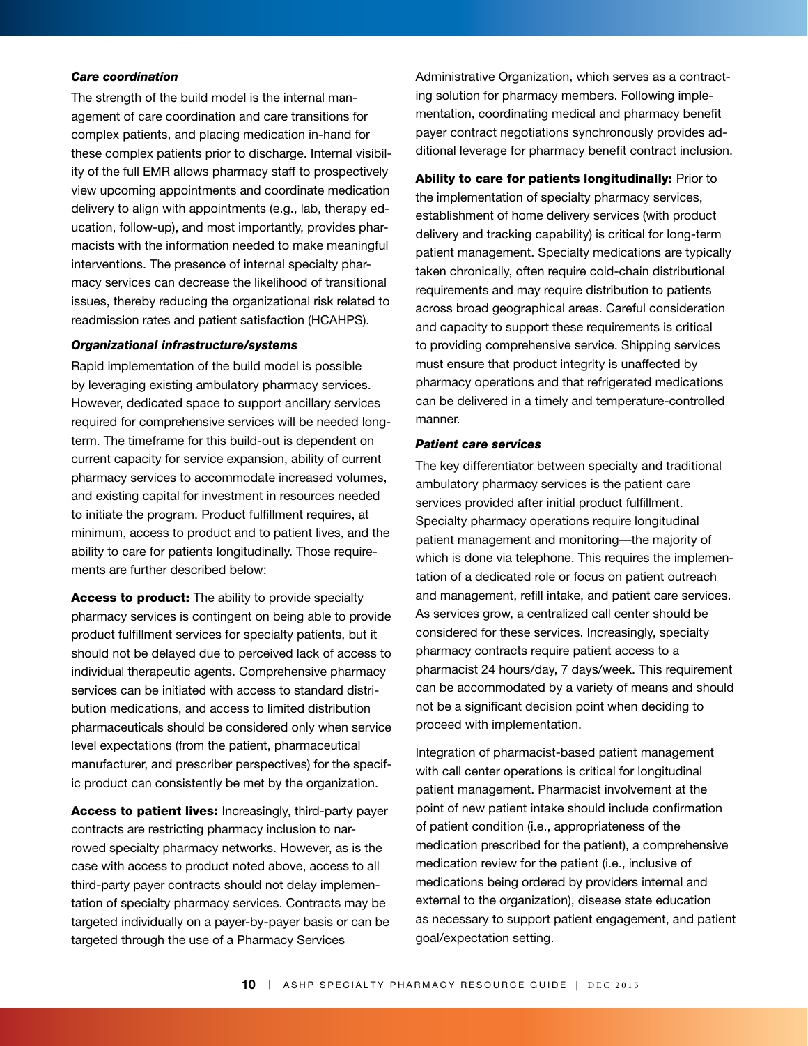### *Care coordination*

The strength of the build model is the internal management of care coordination and care transitions for complex patients, and placing medication in-hand for these complex patients prior to discharge. Internal visibility of the full EMR allows pharmacy staff to prospectively view upcoming appointments and coordinate medication delivery to align with appointments (e.g., lab, therapy education, follow-up), and most importantly, provides pharmacists with the information needed to make meaningful interventions. The presence of internal specialty pharmacy services can decrease the likelihood of transitional issues, thereby reducing the organizational risk related to readmission rates and patient satisfaction (HCAHPS).

### *Organizational infrastructure/systems*

Rapid implementation of the build model is possible by leveraging existing ambulatory pharmacy services. However, dedicated space to support ancillary services required for comprehensive services will be needed long-term. The timeframe for this build-out is dependent on current capacity for service expansion, ability of current pharmacy services to accommodate increased volumes, and existing capital for investment in resources needed to initiate the program. Product fulfillment requires, at minimum, access to product and to patient lives, and the ability to care for patients longitudinally. Those requirements are further described below:

**Access to product:** The ability to provide specialty pharmacy services is contingent on being able to provide product fulfillment services for specialty patients, but it should not be delayed due to perceived lack of access to individual therapeutic agents. Comprehensive pharmacy services can be initiated with access to standard distribution medications, and access to limited distribution pharmaceuticals should be considered only when service level expectations (from the patient, pharmaceutical manufacturer, and prescriber perspectives) for the specific product can consistently be met by the organization.

**Access to patient lives:** Increasingly, third-party payer contracts are restricting pharmacy inclusion to narrowed specialty pharmacy networks. However, as is the case with access to product noted above, access to all third-party payer contracts should not delay implementation of specialty pharmacy services. Contracts may be targeted individually on a payer-by-payer basis or can be targeted through the use of a Pharmacy Services Administrative Organization, which serves as a contracting solution for pharmacy members. Following implementation, coordinating medical and pharmacy benefit payer contract negotiations synchronously provides additional leverage for pharmacy benefit contract inclusion.

**Ability to care for patients longitudinally:** Prior to the implementation of specialty pharmacy services, establishment of home delivery services (with product delivery and tracking capability) is critical for long-term patient management. Specialty medications are typically taken chronically, often require cold-chain distributional requirements and may require distribution to patients across broad geographical areas. Careful consideration and capacity to support these requirements is critical to providing comprehensive service. Shipping services must ensure that product integrity is unaffected by pharmacy operations and that refrigerated medications can be delivered in a timely and temperature-controlled manner.

### *Patient care services*

The key differentiator between specialty and traditional ambulatory pharmacy services is the patient care services provided after initial product fulfillment. Specialty pharmacy operations require longitudinal patient management and monitoring—the majority of which is done via telephone. This requires the implementation of a dedicated role or focus on patient outreach and management, refill intake, and patient care services. As services grow, a centralized call center should be considered for these services. Increasingly, specialty pharmacy contracts require patient access to a pharmacist 24 hours/day, 7 days/week. This requirement can be accommodated by a variety of means and should not be a significant decision point when deciding to proceed with implementation.

Integration of pharmacist-based patient management with call center operations is critical for longitudinal patient management. Pharmacist involvement at the point of new patient intake should include confirmation of patient condition (i.e., appropriateness of the medication prescribed for the patient), a comprehensive medication review for the patient (i.e., inclusive of medications being ordered by providers internal and external to the organization), disease state education as necessary to support patient engagement, and patient goal/expectation setting.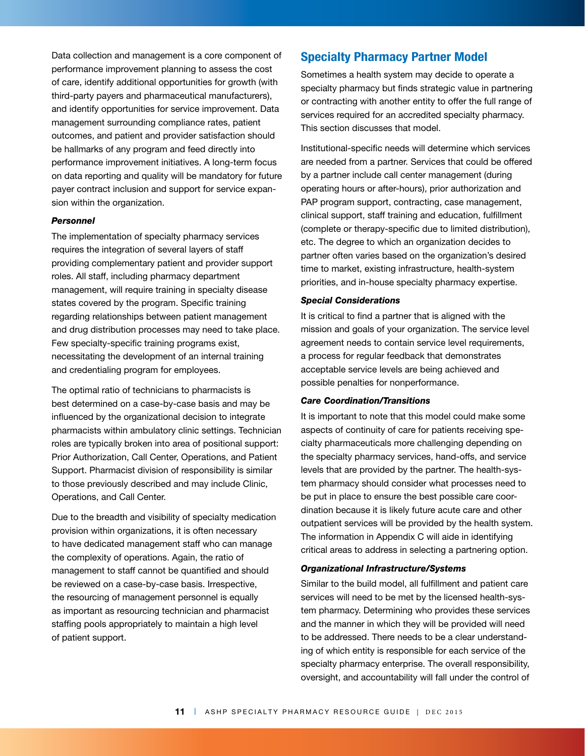Data collection and management is a core component of performance improvement planning to assess the cost of care, identify additional opportunities for growth (with third-party payers and pharmaceutical manufacturers), and identify opportunities for service improvement. Data management surrounding compliance rates, patient outcomes, and patient and provider satisfaction should be hallmarks of any program and feed directly into performance improvement initiatives. A long-term focus on data reporting and quality will be mandatory for future payer contract inclusion and support for service expansion within the organization.

***Personnel***

The implementation of specialty pharmacy services requires the integration of several layers of staff providing complementary patient and provider support roles. All staff, including pharmacy department management, will require training in specialty disease states covered by the program. Specific training regarding relationships between patient management and drug distribution processes may need to take place. Few specialty-specific training programs exist, necessitating the development of an internal training and credentialing program for employees.

The optimal ratio of technicians to pharmacists is best determined on a case-by-case basis and may be influenced by the organizational decision to integrate pharmacists within ambulatory clinic settings. Technician roles are typically broken into area of positional support: Prior Authorization, Call Center, Operations, and Patient Support. Pharmacist division of responsibility is similar to those previously described and may include Clinic, Operations, and Call Center.

Due to the breadth and visibility of specialty medication provision within organizations, it is often necessary to have dedicated management staff who can manage the complexity of operations. Again, the ratio of management to staff cannot be quantified and should be reviewed on a case-by-case basis. Irrespective, the resourcing of management personnel is equally as important as resourcing technician and pharmacist staffing pools appropriately to maintain a high level of patient support.

## Specialty Pharmacy Partner Model

Sometimes a health system may decide to operate a specialty pharmacy but finds strategic value in partnering or contracting with another entity to offer the full range of services required for an accredited specialty pharmacy. This section discusses that model.

Institutional-specific needs will determine which services are needed from a partner. Services that could be offered by a partner include call center management (during operating hours or after-hours), prior authorization and PAP program support, contracting, case management, clinical support, staff training and education, fulfillment (complete or therapy-specific due to limited distribution), etc. The degree to which an organization decides to partner often varies based on the organization's desired time to market, existing infrastructure, health-system priorities, and in-house specialty pharmacy expertise.

***Special Considerations***

It is critical to find a partner that is aligned with the mission and goals of your organization. The service level agreement needs to contain service level requirements, a process for regular feedback that demonstrates acceptable service levels are being achieved and possible penalties for nonperformance.

***Care Coordination/Transitions***

It is important to note that this model could make some aspects of continuity of care for patients receiving specialty pharmaceuticals more challenging depending on the specialty pharmacy services, hand-offs, and service levels that are provided by the partner. The health-system pharmacy should consider what processes need to be put in place to ensure the best possible care coordination because it is likely future acute care and other outpatient services will be provided by the health system. The information in Appendix C will aide in identifying critical areas to address in selecting a partnering option.

***Organizational Infrastructure/Systems***

Similar to the build model, all fulfillment and patient care services will need to be met by the licensed health-system pharmacy. Determining who provides these services and the manner in which they will be provided will need to be addressed. There needs to be a clear understanding of which entity is responsible for each service of the specialty pharmacy enterprise. The overall responsibility, oversight, and accountability will fall under the control of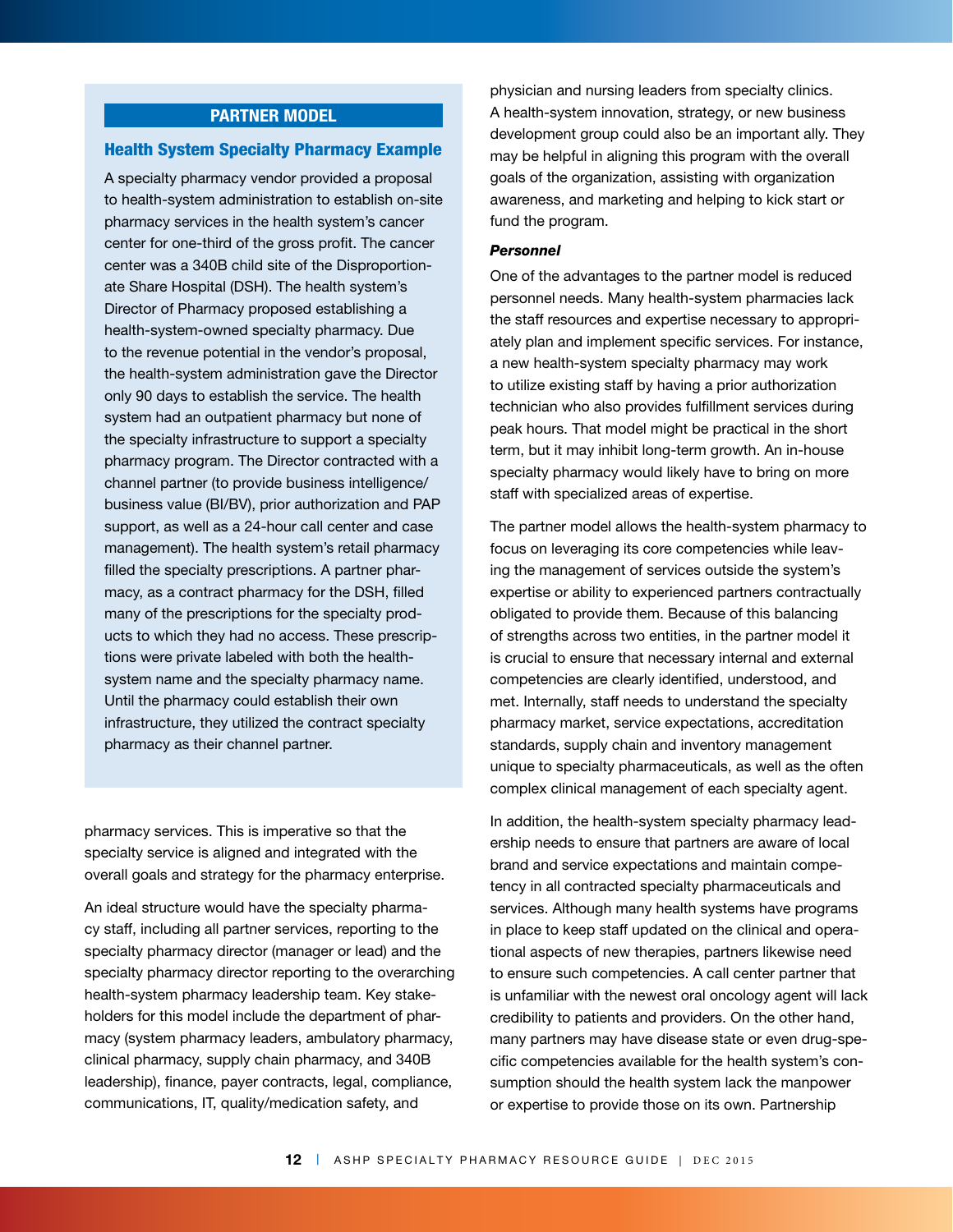## PARTNER MODEL

### Health System Specialty Pharmacy Example

A specialty pharmacy vendor provided a proposal to health-system administration to establish on-site pharmacy services in the health system's cancer center for one-third of the gross profit. The cancer center was a 340B child site of the Disproportionate Share Hospital (DSH). The health system's Director of Pharmacy proposed establishing a health-system-owned specialty pharmacy. Due to the revenue potential in the vendor's proposal, the health-system administration gave the Director only 90 days to establish the service. The health system had an outpatient pharmacy but none of the specialty infrastructure to support a specialty pharmacy program. The Director contracted with a channel partner (to provide business intelligence/business value (BI/BV), prior authorization and PAP support, as well as a 24-hour call center and case management). The health system's retail pharmacy filled the specialty prescriptions. A partner pharmacy, as a contract pharmacy for the DSH, filled many of the prescriptions for the specialty products to which they had no access. These prescriptions were private labeled with both the health-system name and the specialty pharmacy name. Until the pharmacy could establish their own infrastructure, they utilized the contract specialty pharmacy as their channel partner.

pharmacy services. This is imperative so that the specialty service is aligned and integrated with the overall goals and strategy for the pharmacy enterprise.

An ideal structure would have the specialty pharmacy staff, including all partner services, reporting to the specialty pharmacy director (manager or lead) and the specialty pharmacy director reporting to the overarching health-system pharmacy leadership team. Key stakeholders for this model include the department of pharmacy (system pharmacy leaders, ambulatory pharmacy, clinical pharmacy, supply chain pharmacy, and 340B leadership), finance, payer contracts, legal, compliance, communications, IT, quality/medication safety, and physician and nursing leaders from specialty clinics. A health-system innovation, strategy, or new business development group could also be an important ally. They may be helpful in aligning this program with the overall goals of the organization, assisting with organization awareness, and marketing and helping to kick start or fund the program.

#### *Personnel*

One of the advantages to the partner model is reduced personnel needs. Many health-system pharmacies lack the staff resources and expertise necessary to appropriately plan and implement specific services. For instance, a new health-system specialty pharmacy may work to utilize existing staff by having a prior authorization technician who also provides fulfillment services during peak hours. That model might be practical in the short term, but it may inhibit long-term growth. An in-house specialty pharmacy would likely have to bring on more staff with specialized areas of expertise.

The partner model allows the health-system pharmacy to focus on leveraging its core competencies while leaving the management of services outside the system's expertise or ability to experienced partners contractually obligated to provide them. Because of this balancing of strengths across two entities, in the partner model it is crucial to ensure that necessary internal and external competencies are clearly identified, understood, and met. Internally, staff needs to understand the specialty pharmacy market, service expectations, accreditation standards, supply chain and inventory management unique to specialty pharmaceuticals, as well as the often complex clinical management of each specialty agent.

In addition, the health-system specialty pharmacy leadership needs to ensure that partners are aware of local brand and service expectations and maintain competency in all contracted specialty pharmaceuticals and services. Although many health systems have programs in place to keep staff updated on the clinical and operational aspects of new therapies, partners likewise need to ensure such competencies. A call center partner that is unfamiliar with the newest oral oncology agent will lack credibility to patients and providers. On the other hand, many partners may have disease state or even drug-specific competencies available for the health system's consumption should the health system lack the manpower or expertise to provide those on its own. Partnership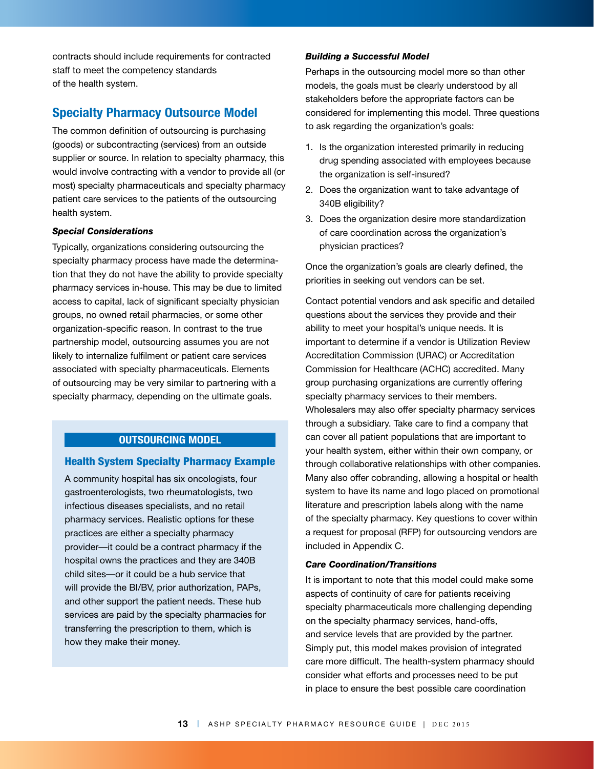contracts should include requirements for contracted staff to meet the competency standards of the health system.

## Specialty Pharmacy Outsource Model

The common definition of outsourcing is purchasing (goods) or subcontracting (services) from an outside supplier or source. In relation to specialty pharmacy, this would involve contracting with a vendor to provide all (or most) specialty pharmaceuticals and specialty pharmacy patient care services to the patients of the outsourcing health system.

### *Special Considerations*

Typically, organizations considering outsourcing the specialty pharmacy process have made the determination that they do not have the ability to provide specialty pharmacy services in-house. This may be due to limited access to capital, lack of significant specialty physician groups, no owned retail pharmacies, or some other organization-specific reason. In contrast to the true partnership model, outsourcing assumes you are not likely to internalize fulfilment or patient care services associated with specialty pharmaceuticals. Elements of outsourcing may be very similar to partnering with a specialty pharmacy, depending on the ultimate goals.

> **OUTSOURCING MODEL**
>
> **Health System Specialty Pharmacy Example**
>
> A community hospital has six oncologists, four gastroenterologists, two rheumatologists, two infectious diseases specialists, and no retail pharmacy services. Realistic options for these practices are either a specialty pharmacy provider—it could be a contract pharmacy if the hospital owns the practices and they are 340B child sites—or it could be a hub service that will provide the BI/BV, prior authorization, PAPs, and other support the patient needs. These hub services are paid by the specialty pharmacies for transferring the prescription to them, which is how they make their money.

### *Building a Successful Model*

Perhaps in the outsourcing model more so than other models, the goals must be clearly understood by all stakeholders before the appropriate factors can be considered for implementing this model. Three questions to ask regarding the organization's goals:

1. Is the organization interested primarily in reducing drug spending associated with employees because the organization is self-insured?
2. Does the organization want to take advantage of 340B eligibility?
3. Does the organization desire more standardization of care coordination across the organization's physician practices?

Once the organization's goals are clearly defined, the priorities in seeking out vendors can be set.

Contact potential vendors and ask specific and detailed questions about the services they provide and their ability to meet your hospital's unique needs. It is important to determine if a vendor is Utilization Review Accreditation Commission (URAC) or Accreditation Commission for Healthcare (ACHC) accredited. Many group purchasing organizations are currently offering specialty pharmacy services to their members. Wholesalers may also offer specialty pharmacy services through a subsidiary. Take care to find a company that can cover all patient populations that are important to your health system, either within their own company, or through collaborative relationships with other companies. Many also offer cobranding, allowing a hospital or health system to have its name and logo placed on promotional literature and prescription labels along with the name of the specialty pharmacy. Key questions to cover within a request for proposal (RFP) for outsourcing vendors are included in Appendix C.

### *Care Coordination/Transitions*

It is important to note that this model could make some aspects of continuity of care for patients receiving specialty pharmaceuticals more challenging depending on the specialty pharmacy services, hand-offs, and service levels that are provided by the partner. Simply put, this model makes provision of integrated care more difficult. The health-system pharmacy should consider what efforts and processes need to be put in place to ensure the best possible care coordination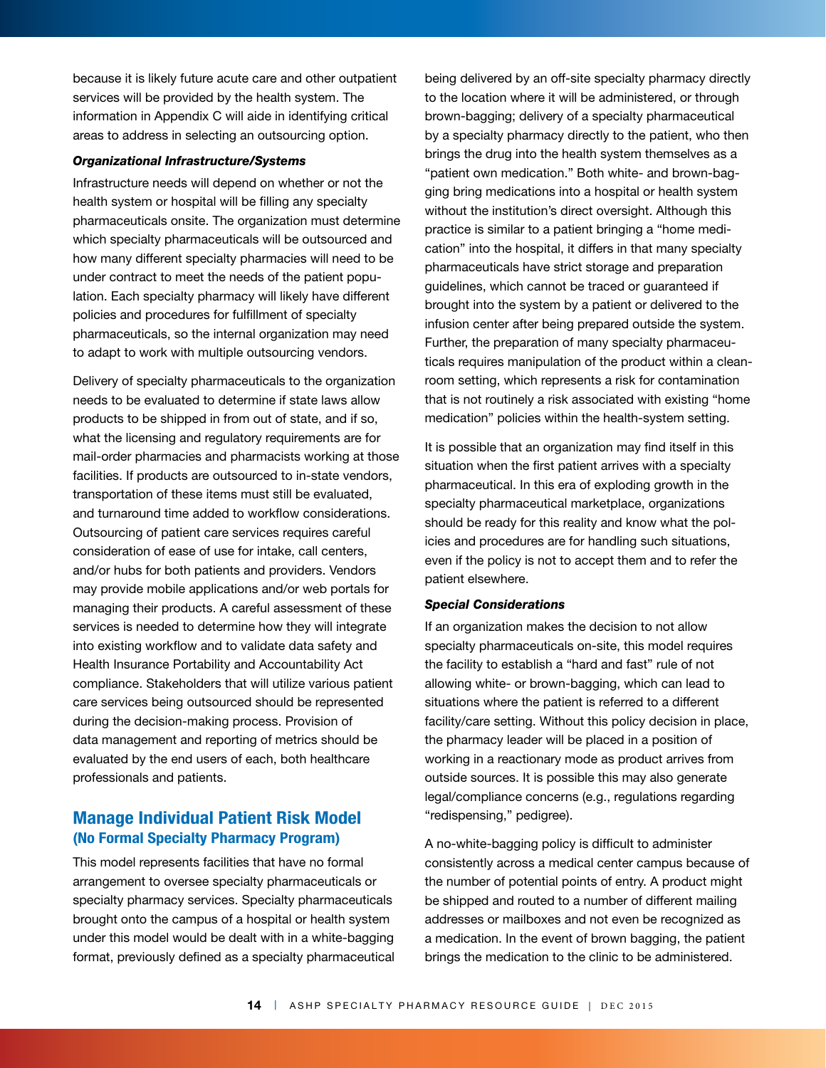because it is likely future acute care and other outpatient services will be provided by the health system. The information in Appendix C will aide in identifying critical areas to address in selecting an outsourcing option.

***Organizational Infrastructure/Systems***

Infrastructure needs will depend on whether or not the health system or hospital will be filling any specialty pharmaceuticals onsite. The organization must determine which specialty pharmaceuticals will be outsourced and how many different specialty pharmacies will need to be under contract to meet the needs of the patient population. Each specialty pharmacy will likely have different policies and procedures for fulfillment of specialty pharmaceuticals, so the internal organization may need to adapt to work with multiple outsourcing vendors.

Delivery of specialty pharmaceuticals to the organization needs to be evaluated to determine if state laws allow products to be shipped in from out of state, and if so, what the licensing and regulatory requirements are for mail-order pharmacies and pharmacists working at those facilities. If products are outsourced to in-state vendors, transportation of these items must still be evaluated, and turnaround time added to workflow considerations. Outsourcing of patient care services requires careful consideration of ease of use for intake, call centers, and/or hubs for both patients and providers. Vendors may provide mobile applications and/or web portals for managing their products. A careful assessment of these services is needed to determine how they will integrate into existing workflow and to validate data safety and Health Insurance Portability and Accountability Act compliance. Stakeholders that will utilize various patient care services being outsourced should be represented during the decision-making process. Provision of data management and reporting of metrics should be evaluated by the end users of each, both healthcare professionals and patients.

## Manage Individual Patient Risk Model
### (No Formal Specialty Pharmacy Program)

This model represents facilities that have no formal arrangement to oversee specialty pharmaceuticals or specialty pharmacy services. Specialty pharmaceuticals brought onto the campus of a hospital or health system under this model would be dealt with in a white-bagging format, previously defined as a specialty pharmaceutical being delivered by an off-site specialty pharmacy directly to the location where it will be administered, or through brown-bagging; delivery of a specialty pharmaceutical by a specialty pharmacy directly to the patient, who then brings the drug into the health system themselves as a "patient own medication." Both white- and brown-bagging bring medications into a hospital or health system without the institution's direct oversight. Although this practice is similar to a patient bringing a "home medication" into the hospital, it differs in that many specialty pharmaceuticals have strict storage and preparation guidelines, which cannot be traced or guaranteed if brought into the system by a patient or delivered to the infusion center after being prepared outside the system. Further, the preparation of many specialty pharmaceuticals requires manipulation of the product within a cleanroom setting, which represents a risk for contamination that is not routinely a risk associated with existing "home medication" policies within the health-system setting.

It is possible that an organization may find itself in this situation when the first patient arrives with a specialty pharmaceutical. In this era of exploding growth in the specialty pharmaceutical marketplace, organizations should be ready for this reality and know what the policies and procedures are for handling such situations, even if the policy is not to accept them and to refer the patient elsewhere.

***Special Considerations***

If an organization makes the decision to not allow specialty pharmaceuticals on-site, this model requires the facility to establish a "hard and fast" rule of not allowing white- or brown-bagging, which can lead to situations where the patient is referred to a different facility/care setting. Without this policy decision in place, the pharmacy leader will be placed in a position of working in a reactionary mode as product arrives from outside sources. It is possible this may also generate legal/compliance concerns (e.g., regulations regarding "redispensing," pedigree).

A no-white-bagging policy is difficult to administer consistently across a medical center campus because of the number of potential points of entry. A product might be shipped and routed to a number of different mailing addresses or mailboxes and not even be recognized as a medication. In the event of brown bagging, the patient brings the medication to the clinic to be administered.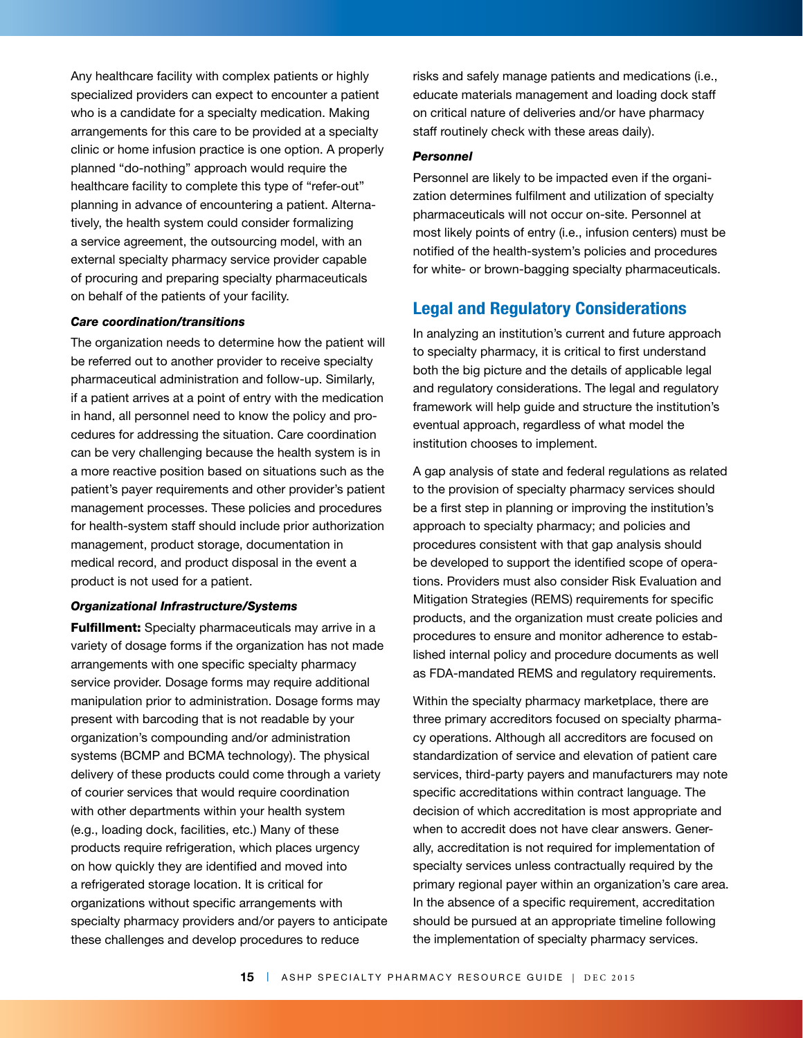Any healthcare facility with complex patients or highly specialized providers can expect to encounter a patient who is a candidate for a specialty medication. Making arrangements for this care to be provided at a specialty clinic or home infusion practice is one option. A properly planned "do-nothing" approach would require the healthcare facility to complete this type of "refer-out" planning in advance of encountering a patient. Alternatively, the health system could consider formalizing a service agreement, the outsourcing model, with an external specialty pharmacy service provider capable of procuring and preparing specialty pharmaceuticals on behalf of the patients of your facility.

***Care coordination/transitions***

The organization needs to determine how the patient will be referred out to another provider to receive specialty pharmaceutical administration and follow-up. Similarly, if a patient arrives at a point of entry with the medication in hand, all personnel need to know the policy and procedures for addressing the situation. Care coordination can be very challenging because the health system is in a more reactive position based on situations such as the patient's payer requirements and other provider's patient management processes. These policies and procedures for health-system staff should include prior authorization management, product storage, documentation in medical record, and product disposal in the event a product is not used for a patient.

***Organizational Infrastructure/Systems***

**Fulfillment:** Specialty pharmaceuticals may arrive in a variety of dosage forms if the organization has not made arrangements with one specific specialty pharmacy service provider. Dosage forms may require additional manipulation prior to administration. Dosage forms may present with barcoding that is not readable by your organization's compounding and/or administration systems (BCMP and BCMA technology). The physical delivery of these products could come through a variety of courier services that would require coordination with other departments within your health system (e.g., loading dock, facilities, etc.) Many of these products require refrigeration, which places urgency on how quickly they are identified and moved into a refrigerated storage location. It is critical for organizations without specific arrangements with specialty pharmacy providers and/or payers to anticipate these challenges and develop procedures to reduce risks and safely manage patients and medications (i.e., educate materials management and loading dock staff on critical nature of deliveries and/or have pharmacy staff routinely check with these areas daily).

***Personnel***

Personnel are likely to be impacted even if the organization determines fulfilment and utilization of specialty pharmaceuticals will not occur on-site. Personnel at most likely points of entry (i.e., infusion centers) must be notified of the health-system's policies and procedures for white- or brown-bagging specialty pharmaceuticals.

## Legal and Regulatory Considerations

In analyzing an institution's current and future approach to specialty pharmacy, it is critical to first understand both the big picture and the details of applicable legal and regulatory considerations. The legal and regulatory framework will help guide and structure the institution's eventual approach, regardless of what model the institution chooses to implement.

A gap analysis of state and federal regulations as related to the provision of specialty pharmacy services should be a first step in planning or improving the institution's approach to specialty pharmacy; and policies and procedures consistent with that gap analysis should be developed to support the identified scope of operations. Providers must also consider Risk Evaluation and Mitigation Strategies (REMS) requirements for specific products, and the organization must create policies and procedures to ensure and monitor adherence to established internal policy and procedure documents as well as FDA-mandated REMS and regulatory requirements.

Within the specialty pharmacy marketplace, there are three primary accreditors focused on specialty pharmacy operations. Although all accreditors are focused on standardization of service and elevation of patient care services, third-party payers and manufacturers may note specific accreditations within contract language. The decision of which accreditation is most appropriate and when to accredit does not have clear answers. Generally, accreditation is not required for implementation of specialty services unless contractually required by the primary regional payer within an organization's care area. In the absence of a specific requirement, accreditation should be pursued at an appropriate timeline following the implementation of specialty pharmacy services.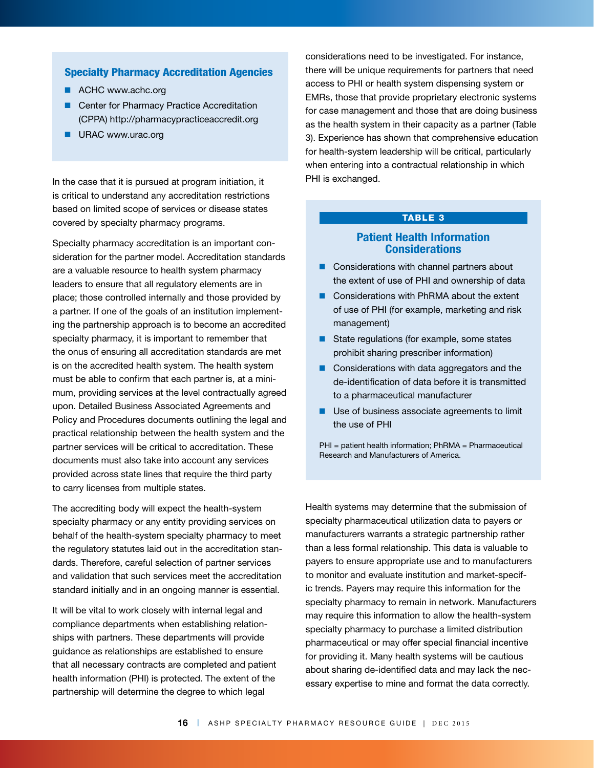### Specialty Pharmacy Accreditation Agencies

- ACHC www.achc.org
- Center for Pharmacy Practice Accreditation (CPPA) http://pharmacypracticeaccredit.org
- URAC www.urac.org

In the case that it is pursued at program initiation, it is critical to understand any accreditation restrictions based on limited scope of services or disease states covered by specialty pharmacy programs.

Specialty pharmacy accreditation is an important consideration for the partner model. Accreditation standards are a valuable resource to health system pharmacy leaders to ensure that all regulatory elements are in place; those controlled internally and those provided by a partner. If one of the goals of an institution implementing the partnership approach is to become an accredited specialty pharmacy, it is important to remember that the onus of ensuring all accreditation standards are met is on the accredited health system. The health system must be able to confirm that each partner is, at a minimum, providing services at the level contractually agreed upon. Detailed Business Associated Agreements and Policy and Procedures documents outlining the legal and practical relationship between the health system and the partner services will be critical to accreditation. These documents must also take into account any services provided across state lines that require the third party to carry licenses from multiple states.

The accrediting body will expect the health-system specialty pharmacy or any entity providing services on behalf of the health-system specialty pharmacy to meet the regulatory statutes laid out in the accreditation standards. Therefore, careful selection of partner services and validation that such services meet the accreditation standard initially and in an ongoing manner is essential.

It will be vital to work closely with internal legal and compliance departments when establishing relationships with partners. These departments will provide guidance as relationships are established to ensure that all necessary contracts are completed and patient health information (PHI) is protected. The extent of the partnership will determine the degree to which legal considerations need to be investigated. For instance, there will be unique requirements for partners that need access to PHI or health system dispensing system or EMRs, those that provide proprietary electronic systems for case management and those that are doing business as the health system in their capacity as a partner (Table 3). Experience has shown that comprehensive education for health-system leadership will be critical, particularly when entering into a contractual relationship in which PHI is exchanged.

**TABLE 3**

### Patient Health Information Considerations

- Considerations with channel partners about the extent of use of PHI and ownership of data
- Considerations with PhRMA about the extent of use of PHI (for example, marketing and risk management)
- State regulations (for example, some states prohibit sharing prescriber information)
- Considerations with data aggregators and the de-identification of data before it is transmitted to a pharmaceutical manufacturer
- Use of business associate agreements to limit the use of PHI

PHI = patient health information; PhRMA = Pharmaceutical Research and Manufacturers of America.

Health systems may determine that the submission of specialty pharmaceutical utilization data to payers or manufacturers warrants a strategic partnership rather than a less formal relationship. This data is valuable to payers to ensure appropriate use and to manufacturers to monitor and evaluate institution and market-specific trends. Payers may require this information for the specialty pharmacy to remain in network. Manufacturers may require this information to allow the health-system specialty pharmacy to purchase a limited distribution pharmaceutical or may offer special financial incentive for providing it. Many health systems will be cautious about sharing de-identified data and may lack the necessary expertise to mine and format the data correctly.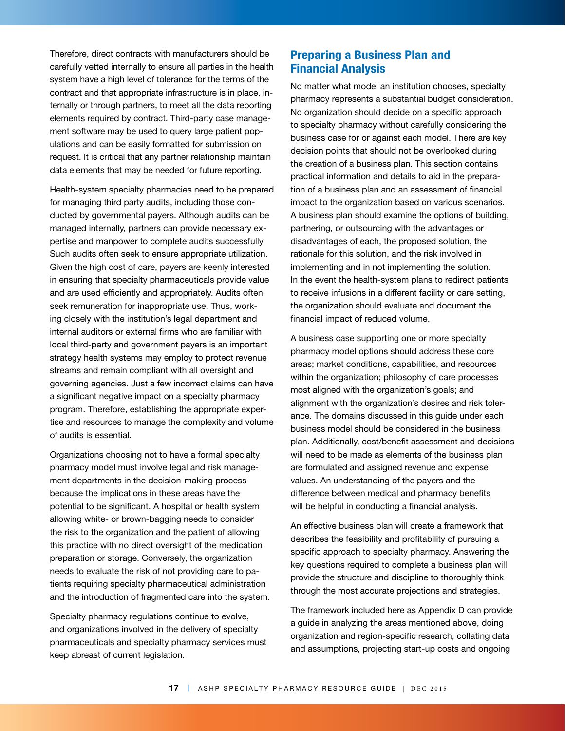Therefore, direct contracts with manufacturers should be carefully vetted internally to ensure all parties in the health system have a high level of tolerance for the terms of the contract and that appropriate infrastructure is in place, internally or through partners, to meet all the data reporting elements required by contract. Third-party case management software may be used to query large patient populations and can be easily formatted for submission on request. It is critical that any partner relationship maintain data elements that may be needed for future reporting.

Health-system specialty pharmacies need to be prepared for managing third party audits, including those conducted by governmental payers. Although audits can be managed internally, partners can provide necessary expertise and manpower to complete audits successfully. Such audits often seek to ensure appropriate utilization. Given the high cost of care, payers are keenly interested in ensuring that specialty pharmaceuticals provide value and are used efficiently and appropriately. Audits often seek remuneration for inappropriate use. Thus, working closely with the institution's legal department and internal auditors or external firms who are familiar with local third-party and government payers is an important strategy health systems may employ to protect revenue streams and remain compliant with all oversight and governing agencies. Just a few incorrect claims can have a significant negative impact on a specialty pharmacy program. Therefore, establishing the appropriate expertise and resources to manage the complexity and volume of audits is essential.

Organizations choosing not to have a formal specialty pharmacy model must involve legal and risk management departments in the decision-making process because the implications in these areas have the potential to be significant. A hospital or health system allowing white- or brown-bagging needs to consider the risk to the organization and the patient of allowing this practice with no direct oversight of the medication preparation or storage. Conversely, the organization needs to evaluate the risk of not providing care to patients requiring specialty pharmaceutical administration and the introduction of fragmented care into the system.

Specialty pharmacy regulations continue to evolve, and organizations involved in the delivery of specialty pharmaceuticals and specialty pharmacy services must keep abreast of current legislation.

## Preparing a Business Plan and Financial Analysis

No matter what model an institution chooses, specialty pharmacy represents a substantial budget consideration. No organization should decide on a specific approach to specialty pharmacy without carefully considering the business case for or against each model. There are key decision points that should not be overlooked during the creation of a business plan. This section contains practical information and details to aid in the preparation of a business plan and an assessment of financial impact to the organization based on various scenarios. A business plan should examine the options of building, partnering, or outsourcing with the advantages or disadvantages of each, the proposed solution, the rationale for this solution, and the risk involved in implementing and in not implementing the solution. In the event the health-system plans to redirect patients to receive infusions in a different facility or care setting, the organization should evaluate and document the financial impact of reduced volume.

A business case supporting one or more specialty pharmacy model options should address these core areas; market conditions, capabilities, and resources within the organization; philosophy of care processes most aligned with the organization's goals; and alignment with the organization's desires and risk tolerance. The domains discussed in this guide under each business model should be considered in the business plan. Additionally, cost/benefit assessment and decisions will need to be made as elements of the business plan are formulated and assigned revenue and expense values. An understanding of the payers and the difference between medical and pharmacy benefits will be helpful in conducting a financial analysis.

An effective business plan will create a framework that describes the feasibility and profitability of pursuing a specific approach to specialty pharmacy. Answering the key questions required to complete a business plan will provide the structure and discipline to thoroughly think through the most accurate projections and strategies.

The framework included here as Appendix D can provide a guide in analyzing the areas mentioned above, doing organization and region-specific research, collating data and assumptions, projecting start-up costs and ongoing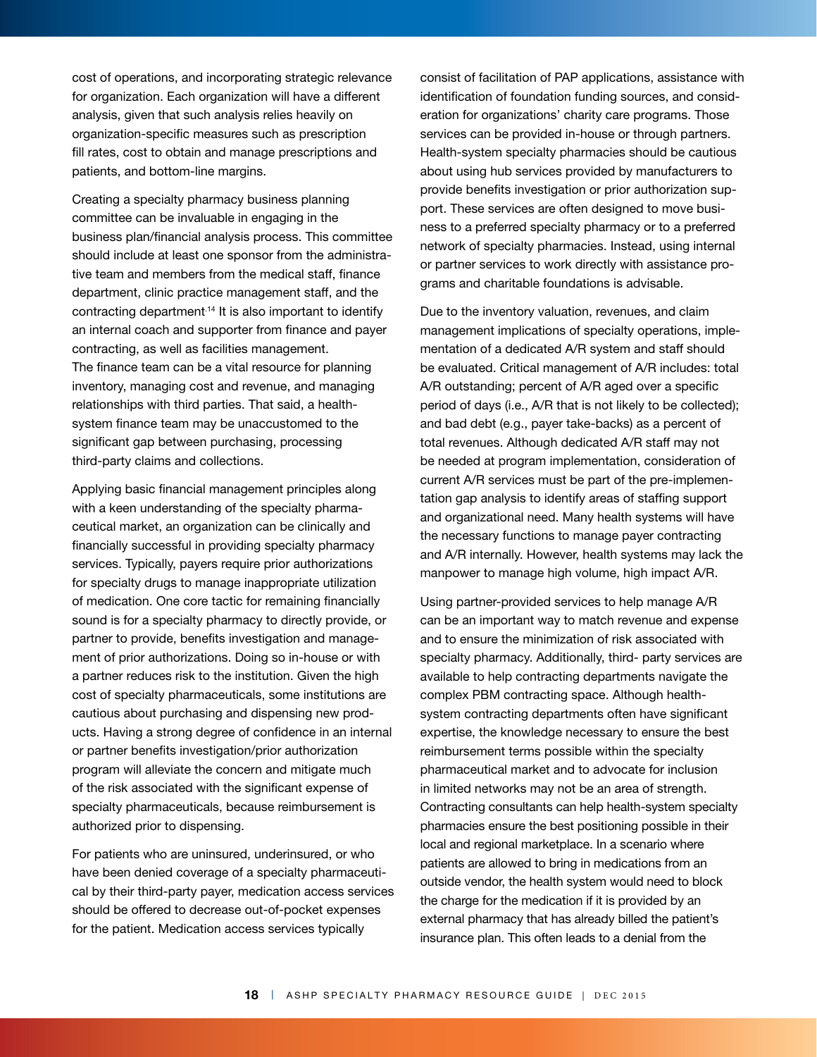cost of operations, and incorporating strategic relevance for organization. Each organization will have a different analysis, given that such analysis relies heavily on organization-specific measures such as prescription fill rates, cost to obtain and manage prescriptions and patients, and bottom-line margins.

Creating a specialty pharmacy business planning committee can be invaluable in engaging in the business plan/financial analysis process. This committee should include at least one sponsor from the administrative team and members from the medical staff, finance department, clinic practice management staff, and the contracting department.[14] It is also important to identify an internal coach and supporter from finance and payer contracting, as well as facilities management. The finance team can be a vital resource for planning inventory, managing cost and revenue, and managing relationships with third parties. That said, a health-system finance team may be unaccustomed to the significant gap between purchasing, processing third-party claims and collections.

Applying basic financial management principles along with a keen understanding of the specialty pharmaceutical market, an organization can be clinically and financially successful in providing specialty pharmacy services. Typically, payers require prior authorizations for specialty drugs to manage inappropriate utilization of medication. One core tactic for remaining financially sound is for a specialty pharmacy to directly provide, or partner to provide, benefits investigation and management of prior authorizations. Doing so in-house or with a partner reduces risk to the institution. Given the high cost of specialty pharmaceuticals, some institutions are cautious about purchasing and dispensing new products. Having a strong degree of confidence in an internal or partner benefits investigation/prior authorization program will alleviate the concern and mitigate much of the risk associated with the significant expense of specialty pharmaceuticals, because reimbursement is authorized prior to dispensing.

For patients who are uninsured, underinsured, or who have been denied coverage of a specialty pharmaceutical by their third-party payer, medication access services should be offered to decrease out-of-pocket expenses for the patient. Medication access services typically consist of facilitation of PAP applications, assistance with identification of foundation funding sources, and consideration for organizations' charity care programs. Those services can be provided in-house or through partners. Health-system specialty pharmacies should be cautious about using hub services provided by manufacturers to provide benefits investigation or prior authorization support. These services are often designed to move business to a preferred specialty pharmacy or to a preferred network of specialty pharmacies. Instead, using internal or partner services to work directly with assistance programs and charitable foundations is advisable.

Due to the inventory valuation, revenues, and claim management implications of specialty operations, implementation of a dedicated A/R system and staff should be evaluated. Critical management of A/R includes: total A/R outstanding; percent of A/R aged over a specific period of days (i.e., A/R that is not likely to be collected); and bad debt (e.g., payer take-backs) as a percent of total revenues. Although dedicated A/R staff may not be needed at program implementation, consideration of current A/R services must be part of the pre-implementation gap analysis to identify areas of staffing support and organizational need. Many health systems will have the necessary functions to manage payer contracting and A/R internally. However, health systems may lack the manpower to manage high volume, high impact A/R.

Using partner-provided services to help manage A/R can be an important way to match revenue and expense and to ensure the minimization of risk associated with specialty pharmacy. Additionally, third- party services are available to help contracting departments navigate the complex PBM contracting space. Although health-system contracting departments often have significant expertise, the knowledge necessary to ensure the best reimbursement terms possible within the specialty pharmaceutical market and to advocate for inclusion in limited networks may not be an area of strength. Contracting consultants can help health-system specialty pharmacies ensure the best positioning possible in their local and regional marketplace. In a scenario where patients are allowed to bring in medications from an outside vendor, the health system would need to block the charge for the medication if it is provided by an external pharmacy that has already billed the patient's insurance plan. This often leads to a denial from the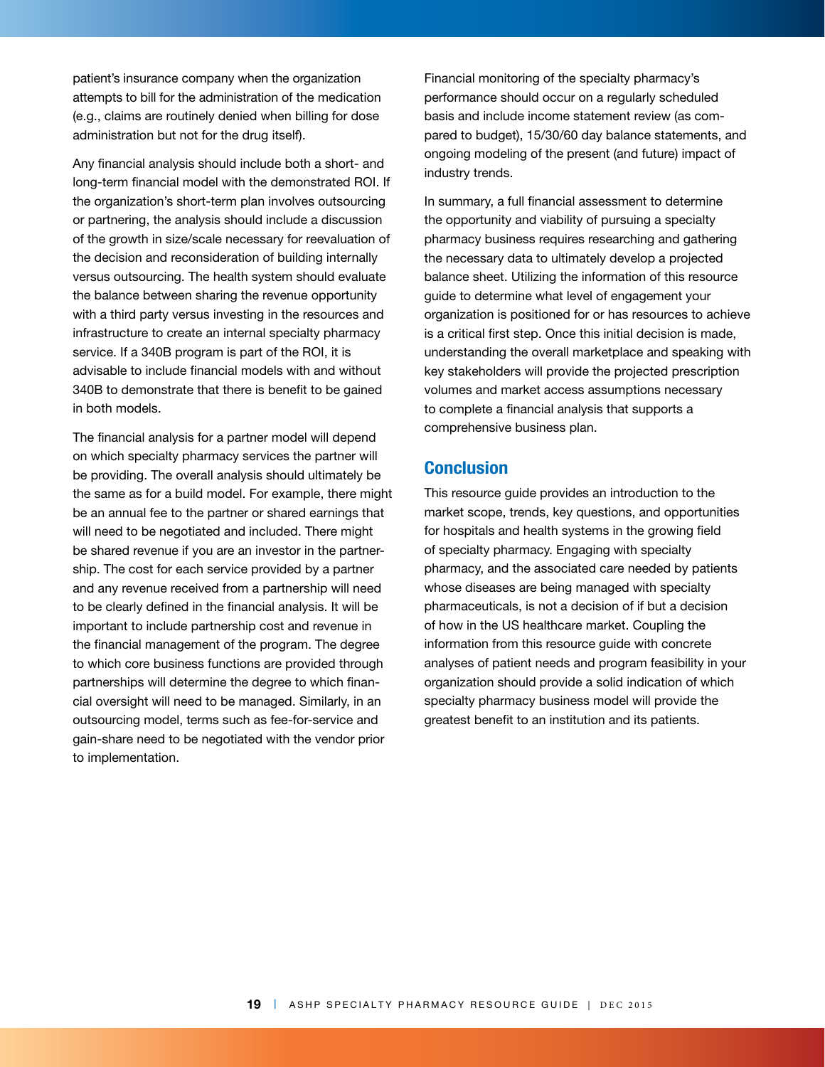patient's insurance company when the organization attempts to bill for the administration of the medication (e.g., claims are routinely denied when billing for dose administration but not for the drug itself).

Any financial analysis should include both a short- and long-term financial model with the demonstrated ROI. If the organization's short-term plan involves outsourcing or partnering, the analysis should include a discussion of the growth in size/scale necessary for reevaluation of the decision and reconsideration of building internally versus outsourcing. The health system should evaluate the balance between sharing the revenue opportunity with a third party versus investing in the resources and infrastructure to create an internal specialty pharmacy service. If a 340B program is part of the ROI, it is advisable to include financial models with and without 340B to demonstrate that there is benefit to be gained in both models.

The financial analysis for a partner model will depend on which specialty pharmacy services the partner will be providing. The overall analysis should ultimately be the same as for a build model. For example, there might be an annual fee to the partner or shared earnings that will need to be negotiated and included. There might be shared revenue if you are an investor in the partnership. The cost for each service provided by a partner and any revenue received from a partnership will need to be clearly defined in the financial analysis. It will be important to include partnership cost and revenue in the financial management of the program. The degree to which core business functions are provided through partnerships will determine the degree to which financial oversight will need to be managed. Similarly, in an outsourcing model, terms such as fee-for-service and gain-share need to be negotiated with the vendor prior to implementation.

Financial monitoring of the specialty pharmacy's performance should occur on a regularly scheduled basis and include income statement review (as compared to budget), 15/30/60 day balance statements, and ongoing modeling of the present (and future) impact of industry trends.

In summary, a full financial assessment to determine the opportunity and viability of pursuing a specialty pharmacy business requires researching and gathering the necessary data to ultimately develop a projected balance sheet. Utilizing the information of this resource guide to determine what level of engagement your organization is positioned for or has resources to achieve is a critical first step. Once this initial decision is made, understanding the overall marketplace and speaking with key stakeholders will provide the projected prescription volumes and market access assumptions necessary to complete a financial analysis that supports a comprehensive business plan.

## Conclusion

This resource guide provides an introduction to the market scope, trends, key questions, and opportunities for hospitals and health systems in the growing field of specialty pharmacy. Engaging with specialty pharmacy, and the associated care needed by patients whose diseases are being managed with specialty pharmaceuticals, is not a decision of if but a decision of how in the US healthcare market. Coupling the information from this resource guide with concrete analyses of patient needs and program feasibility in your organization should provide a solid indication of which specialty pharmacy business model will provide the greatest benefit to an institution and its patients.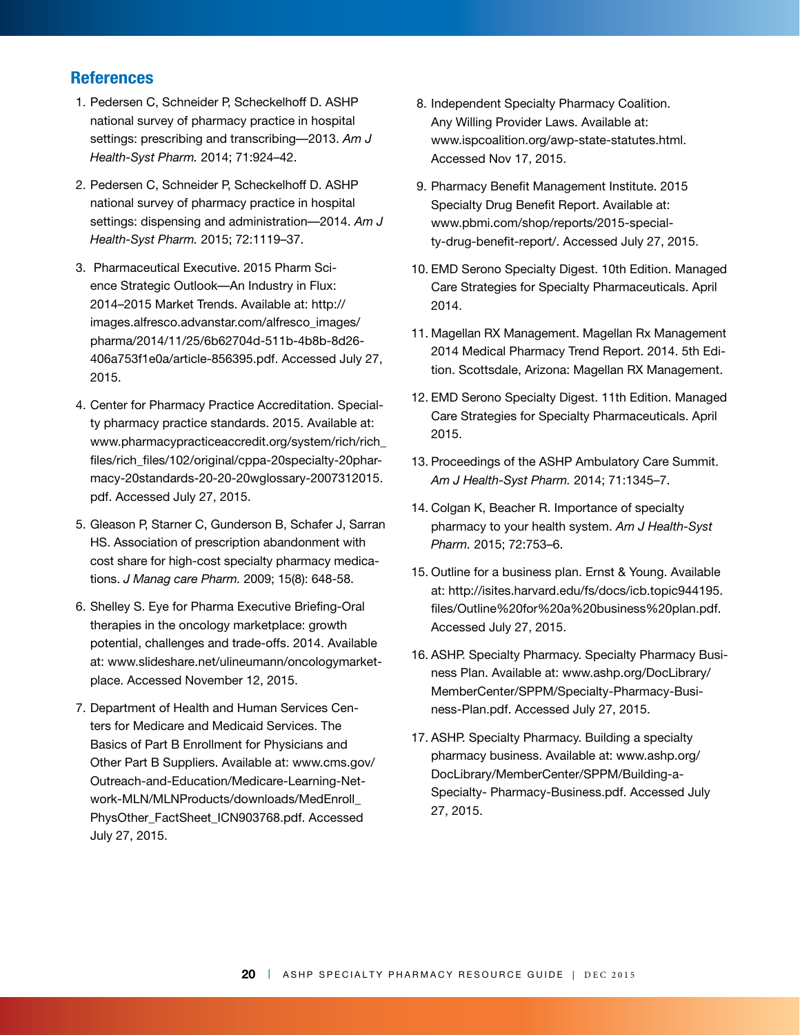## References

1. Pedersen C, Schneider P, Scheckelhoff D. ASHP national survey of pharmacy practice in hospital settings: prescribing and transcribing—2013. *Am J Health-Syst Pharm.* 2014; 71:924–42.

2. Pedersen C, Schneider P, Scheckelhoff D. ASHP national survey of pharmacy practice in hospital settings: dispensing and administration—2014. *Am J Health-Syst Pharm.* 2015; 72:1119–37.

3. Pharmaceutical Executive. 2015 Pharm Science Strategic Outlook—An Industry in Flux: 2014–2015 Market Trends. Available at: http://images.alfresco.advanstar.com/alfresco_images/pharma/2014/11/25/6b62704d-511b-4b8b-8d26-406a753f1e0a/article-856395.pdf. Accessed July 27, 2015.

4. Center for Pharmacy Practice Accreditation. Specialty pharmacy practice standards. 2015. Available at: www.pharmacypracticeaccredit.org/system/rich/rich_files/rich_files/102/original/cppa-20specialty-20pharmacy-20standards-20-20-20wglossary-2007312015.pdf. Accessed July 27, 2015.

5. Gleason P, Starner C, Gunderson B, Schafer J, Sarran HS. Association of prescription abandonment with cost share for high-cost specialty pharmacy medications. *J Manag care Pharm.* 2009; 15(8): 648-58.

6. Shelley S. Eye for Pharma Executive Briefing-Oral therapies in the oncology marketplace: growth potential, challenges and trade-offs. 2014. Available at: www.slideshare.net/ulineumann/oncologymarketplace. Accessed November 12, 2015.

7. Department of Health and Human Services Centers for Medicare and Medicaid Services. The Basics of Part B Enrollment for Physicians and Other Part B Suppliers. Available at: www.cms.gov/Outreach-and-Education/Medicare-Learning-Network-MLN/MLNProducts/downloads/MedEnroll_PhysOther_FactSheet_ICN903768.pdf. Accessed July 27, 2015.

8. Independent Specialty Pharmacy Coalition. Any Willing Provider Laws. Available at: www.ispcoalition.org/awp-state-statutes.html. Accessed Nov 17, 2015.

9. Pharmacy Benefit Management Institute. 2015 Specialty Drug Benefit Report. Available at: www.pbmi.com/shop/reports/2015-specialty-drug-benefit-report/. Accessed July 27, 2015.

10. EMD Serono Specialty Digest. 10th Edition. Managed Care Strategies for Specialty Pharmaceuticals. April 2014.

11. Magellan RX Management. Magellan Rx Management 2014 Medical Pharmacy Trend Report. 2014. 5th Edition. Scottsdale, Arizona: Magellan RX Management.

12. EMD Serono Specialty Digest. 11th Edition. Managed Care Strategies for Specialty Pharmaceuticals. April 2015.

13. Proceedings of the ASHP Ambulatory Care Summit. *Am J Health-Syst Pharm.* 2014; 71:1345–7.

14. Colgan K, Beacher R. Importance of specialty pharmacy to your health system. *Am J Health-Syst Pharm.* 2015; 72:753–6.

15. Outline for a business plan. Ernst & Young. Available at: http://isites.harvard.edu/fs/docs/icb.topic944195.files/Outline%20for%20a%20business%20plan.pdf. Accessed July 27, 2015.

16. ASHP. Specialty Pharmacy. Specialty Pharmacy Business Plan. Available at: www.ashp.org/DocLibrary/MemberCenter/SPPM/Specialty-Pharmacy-Business-Plan.pdf. Accessed July 27, 2015.

17. ASHP. Specialty Pharmacy. Building a specialty pharmacy business. Available at: www.ashp.org/DocLibrary/MemberCenter/SPPM/Building-a-Specialty- Pharmacy-Business.pdf. Accessed July 27, 2015.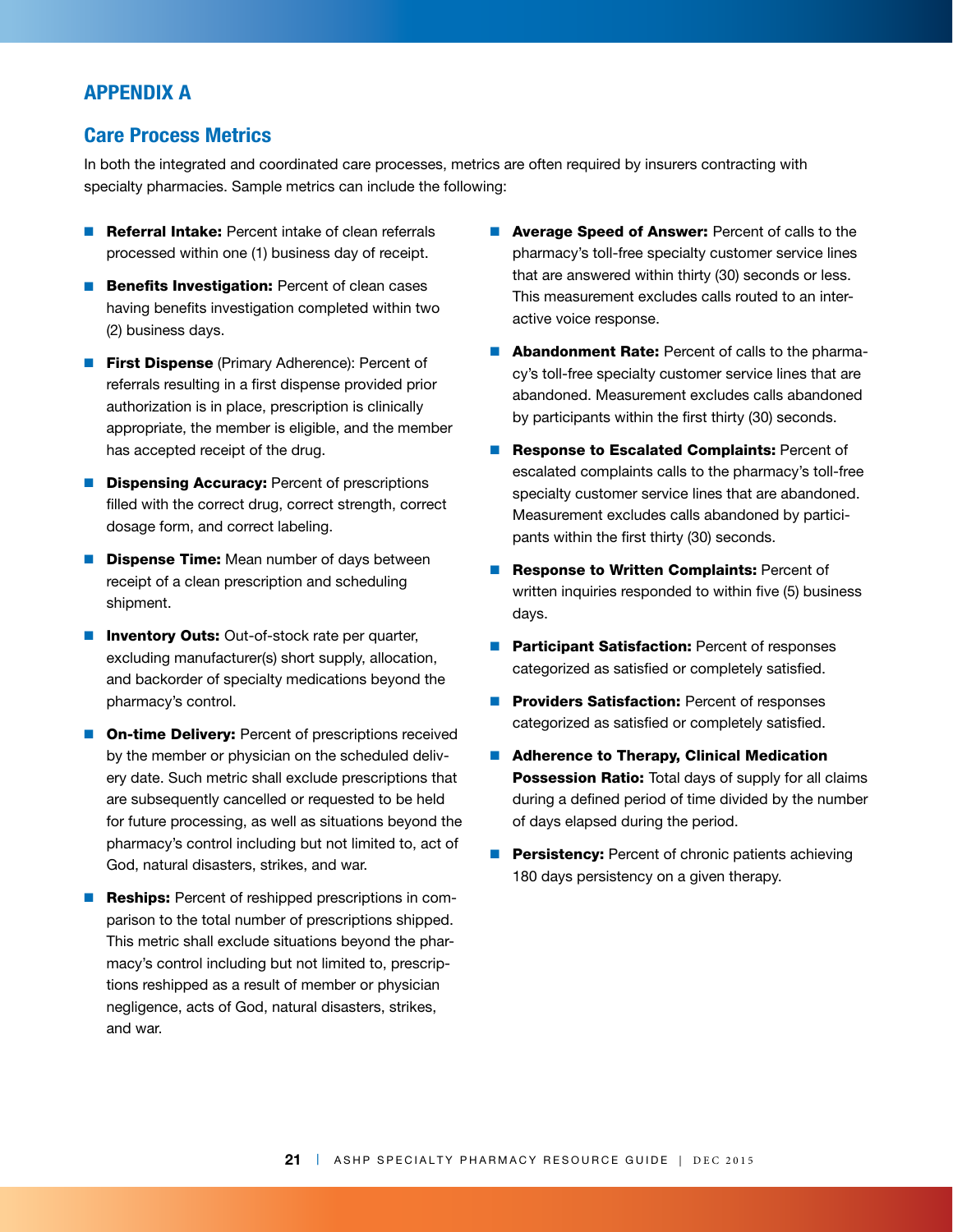## APPENDIX A

### Care Process Metrics

In both the integrated and coordinated care processes, metrics are often required by insurers contracting with specialty pharmacies. Sample metrics can include the following:

- **Referral Intake:** Percent intake of clean referrals processed within one (1) business day of receipt.
- **Benefits Investigation:** Percent of clean cases having benefits investigation completed within two (2) business days.
- **First Dispense** (Primary Adherence): Percent of referrals resulting in a first dispense provided prior authorization is in place, prescription is clinically appropriate, the member is eligible, and the member has accepted receipt of the drug.
- **Dispensing Accuracy:** Percent of prescriptions filled with the correct drug, correct strength, correct dosage form, and correct labeling.
- **Dispense Time:** Mean number of days between receipt of a clean prescription and scheduling shipment.
- **Inventory Outs:** Out-of-stock rate per quarter, excluding manufacturer(s) short supply, allocation, and backorder of specialty medications beyond the pharmacy's control.
- **On-time Delivery:** Percent of prescriptions received by the member or physician on the scheduled delivery date. Such metric shall exclude prescriptions that are subsequently cancelled or requested to be held for future processing, as well as situations beyond the pharmacy's control including but not limited to, act of God, natural disasters, strikes, and war.
- **Reships:** Percent of reshipped prescriptions in comparison to the total number of prescriptions shipped. This metric shall exclude situations beyond the pharmacy's control including but not limited to, prescriptions reshipped as a result of member or physician negligence, acts of God, natural disasters, strikes, and war.
- **Average Speed of Answer:** Percent of calls to the pharmacy's toll-free specialty customer service lines that are answered within thirty (30) seconds or less. This measurement excludes calls routed to an interactive voice response.
- **Abandonment Rate:** Percent of calls to the pharmacy's toll-free specialty customer service lines that are abandoned. Measurement excludes calls abandoned by participants within the first thirty (30) seconds.
- **Response to Escalated Complaints:** Percent of escalated complaints calls to the pharmacy's toll-free specialty customer service lines that are abandoned. Measurement excludes calls abandoned by participants within the first thirty (30) seconds.
- **Response to Written Complaints:** Percent of written inquiries responded to within five (5) business days.
- **Participant Satisfaction:** Percent of responses categorized as satisfied or completely satisfied.
- **Providers Satisfaction:** Percent of responses categorized as satisfied or completely satisfied.
- **Adherence to Therapy, Clinical Medication Possession Ratio:** Total days of supply for all claims during a defined period of time divided by the number of days elapsed during the period.
- **Persistency:** Percent of chronic patients achieving 180 days persistency on a given therapy.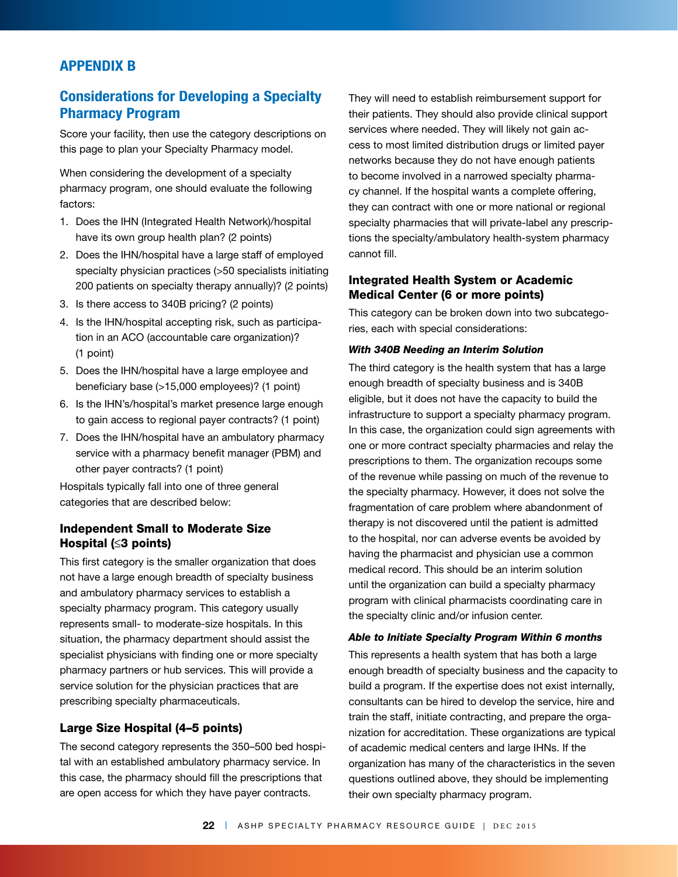# APPENDIX B

## Considerations for Developing a Specialty Pharmacy Program

Score your facility, then use the category descriptions on this page to plan your Specialty Pharmacy model.

When considering the development of a specialty pharmacy program, one should evaluate the following factors:

1. Does the IHN (Integrated Health Network)/hospital have its own group health plan? (2 points)
2. Does the IHN/hospital have a large staff of employed specialty physician practices (>50 specialists initiating 200 patients on specialty therapy annually)? (2 points)
3. Is there access to 340B pricing? (2 points)
4. Is the IHN/hospital accepting risk, such as participation in an ACO (accountable care organization)? (1 point)
5. Does the IHN/hospital have a large employee and beneficiary base (>15,000 employees)? (1 point)
6. Is the IHN's/hospital's market presence large enough to gain access to regional payer contracts? (1 point)
7. Does the IHN/hospital have an ambulatory pharmacy service with a pharmacy benefit manager (PBM) and other payer contracts? (1 point)

Hospitals typically fall into one of three general categories that are described below:

### Independent Small to Moderate Size Hospital (≤3 points)

This first category is the smaller organization that does not have a large enough breadth of specialty business and ambulatory pharmacy services to establish a specialty pharmacy program. This category usually represents small- to moderate-size hospitals. In this situation, the pharmacy department should assist the specialist physicians with finding one or more specialty pharmacy partners or hub services. This will provide a service solution for the physician practices that are prescribing specialty pharmaceuticals.

### Large Size Hospital (4–5 points)

The second category represents the 350–500 bed hospital with an established ambulatory pharmacy service. In this case, the pharmacy should fill the prescriptions that are open access for which they have payer contracts. They will need to establish reimbursement support for their patients. They should also provide clinical support services where needed. They will likely not gain access to most limited distribution drugs or limited payer networks because they do not have enough patients to become involved in a narrowed specialty pharmacy channel. If the hospital wants a complete offering, they can contract with one or more national or regional specialty pharmacies that will private-label any prescriptions the specialty/ambulatory health-system pharmacy cannot fill.

### Integrated Health System or Academic Medical Center (6 or more points)

This category can be broken down into two subcategories, each with special considerations:

#### *With 340B Needing an Interim Solution*

The third category is the health system that has a large enough breadth of specialty business and is 340B eligible, but it does not have the capacity to build the infrastructure to support a specialty pharmacy program. In this case, the organization could sign agreements with one or more contract specialty pharmacies and relay the prescriptions to them. The organization recoups some of the revenue while passing on much of the revenue to the specialty pharmacy. However, it does not solve the fragmentation of care problem where abandonment of therapy is not discovered until the patient is admitted to the hospital, nor can adverse events be avoided by having the pharmacist and physician use a common medical record. This should be an interim solution until the organization can build a specialty pharmacy program with clinical pharmacists coordinating care in the specialty clinic and/or infusion center.

#### *Able to Initiate Specialty Program Within 6 months*

This represents a health system that has both a large enough breadth of specialty business and the capacity to build a program. If the expertise does not exist internally, consultants can be hired to develop the service, hire and train the staff, initiate contracting, and prepare the organization for accreditation. These organizations are typical of academic medical centers and large IHNs. If the organization has many of the characteristics in the seven questions outlined above, they should be implementing their own specialty pharmacy program.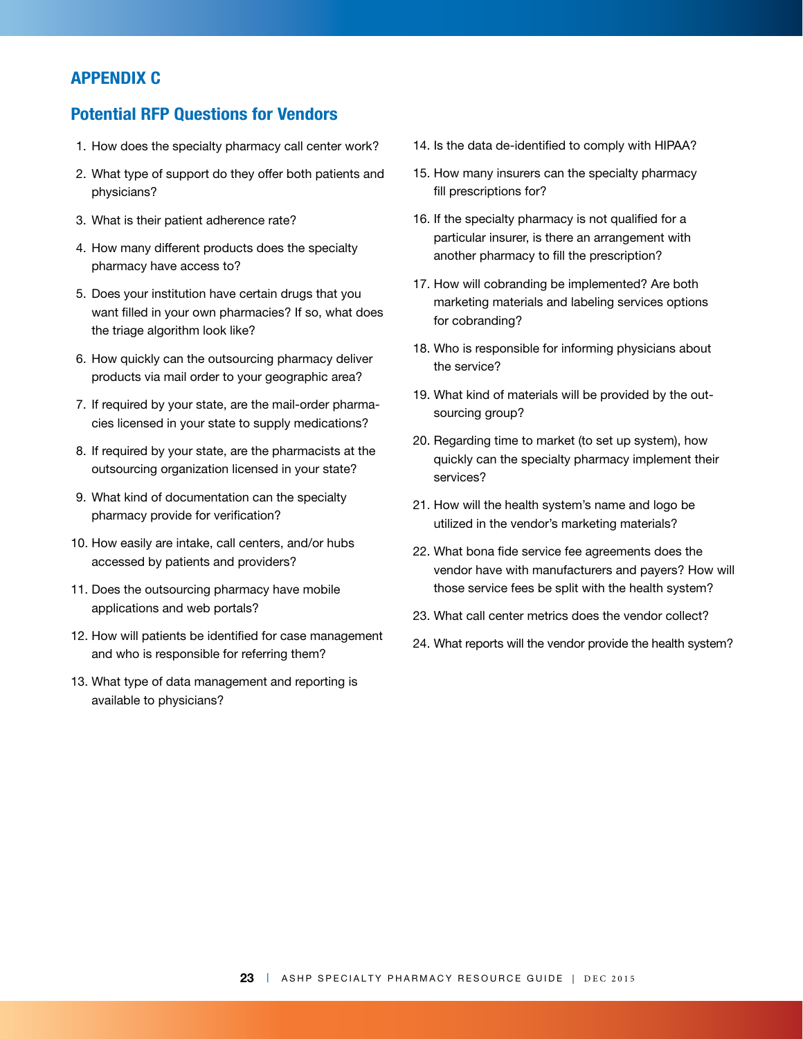## APPENDIX C

### Potential RFP Questions for Vendors

1. How does the specialty pharmacy call center work?
2. What type of support do they offer both patients and physicians?
3. What is their patient adherence rate?
4. How many different products does the specialty pharmacy have access to?
5. Does your institution have certain drugs that you want filled in your own pharmacies? If so, what does the triage algorithm look like?
6. How quickly can the outsourcing pharmacy deliver products via mail order to your geographic area?
7. If required by your state, are the mail-order pharmacies licensed in your state to supply medications?
8. If required by your state, are the pharmacists at the outsourcing organization licensed in your state?
9. What kind of documentation can the specialty pharmacy provide for verification?
10. How easily are intake, call centers, and/or hubs accessed by patients and providers?
11. Does the outsourcing pharmacy have mobile applications and web portals?
12. How will patients be identified for case management and who is responsible for referring them?
13. What type of data management and reporting is available to physicians?
14. Is the data de-identified to comply with HIPAA?
15. How many insurers can the specialty pharmacy fill prescriptions for?
16. If the specialty pharmacy is not qualified for a particular insurer, is there an arrangement with another pharmacy to fill the prescription?
17. How will cobranding be implemented? Are both marketing materials and labeling services options for cobranding?
18. Who is responsible for informing physicians about the service?
19. What kind of materials will be provided by the outsourcing group?
20. Regarding time to market (to set up system), how quickly can the specialty pharmacy implement their services?
21. How will the health system's name and logo be utilized in the vendor's marketing materials?
22. What bona fide service fee agreements does the vendor have with manufacturers and payers? How will those service fees be split with the health system?
23. What call center metrics does the vendor collect?
24. What reports will the vendor provide the health system?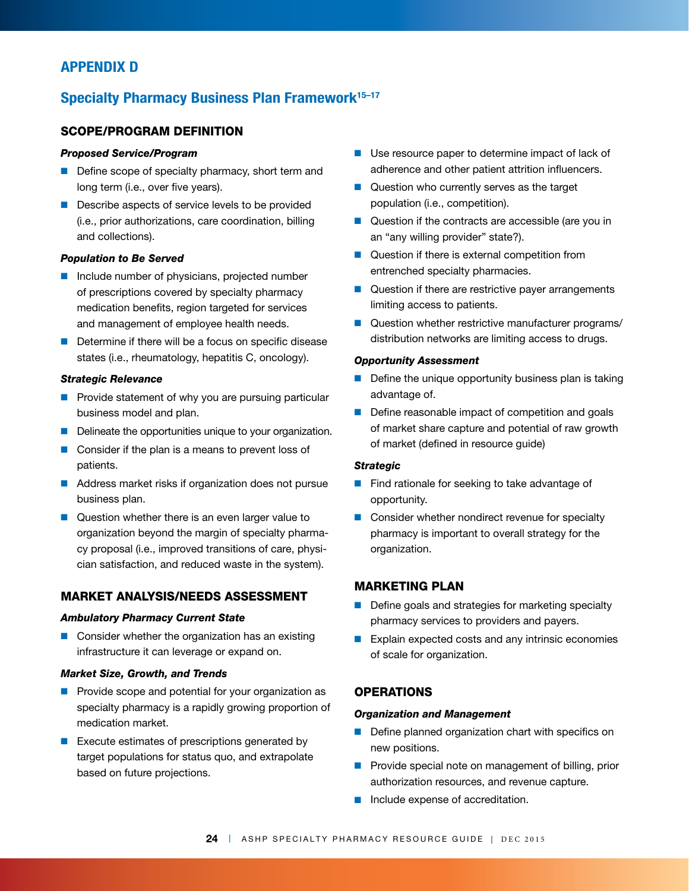# APPENDIX D

## Specialty Pharmacy Business Plan Framework[15–17]

### SCOPE/PROGRAM DEFINITION

***Proposed Service/Program***

- Define scope of specialty pharmacy, short term and long term (i.e., over five years).
- Describe aspects of service levels to be provided (i.e., prior authorizations, care coordination, billing and collections).

***Population to Be Served***

- Include number of physicians, projected number of prescriptions covered by specialty pharmacy medication benefits, region targeted for services and management of employee health needs.
- Determine if there will be a focus on specific disease states (i.e., rheumatology, hepatitis C, oncology).

***Strategic Relevance***

- Provide statement of why you are pursuing particular business model and plan.
- Delineate the opportunities unique to your organization.
- Consider if the plan is a means to prevent loss of patients.
- Address market risks if organization does not pursue business plan.
- Question whether there is an even larger value to organization beyond the margin of specialty pharmacy proposal (i.e., improved transitions of care, physician satisfaction, and reduced waste in the system).

### MARKET ANALYSIS/NEEDS ASSESSMENT

***Ambulatory Pharmacy Current State***

- Consider whether the organization has an existing infrastructure it can leverage or expand on.

***Market Size, Growth, and Trends***

- Provide scope and potential for your organization as specialty pharmacy is a rapidly growing proportion of medication market.
- Execute estimates of prescriptions generated by target populations for status quo, and extrapolate based on future projections.
- Use resource paper to determine impact of lack of adherence and other patient attrition influencers.
- Question who currently serves as the target population (i.e., competition).
- Question if the contracts are accessible (are you in an "any willing provider" state?).
- Question if there is external competition from entrenched specialty pharmacies.
- Question if there are restrictive payer arrangements limiting access to patients.
- Question whether restrictive manufacturer programs/distribution networks are limiting access to drugs.

***Opportunity Assessment***

- Define the unique opportunity business plan is taking advantage of.
- Define reasonable impact of competition and goals of market share capture and potential of raw growth of market (defined in resource guide)

***Strategic***

- Find rationale for seeking to take advantage of opportunity.
- Consider whether nondirect revenue for specialty pharmacy is important to overall strategy for the organization.

### MARKETING PLAN

- Define goals and strategies for marketing specialty pharmacy services to providers and payers.
- Explain expected costs and any intrinsic economies of scale for organization.

### OPERATIONS

***Organization and Management***

- Define planned organization chart with specifics on new positions.
- Provide special note on management of billing, prior authorization resources, and revenue capture.
- Include expense of accreditation.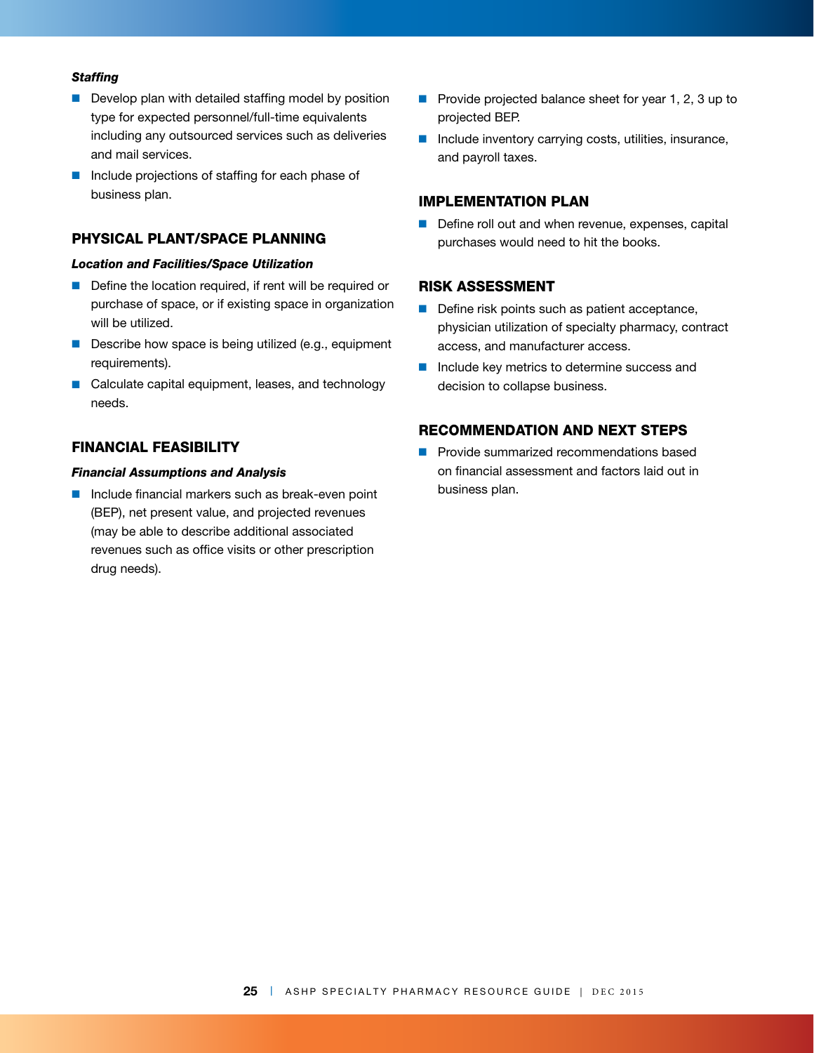*Staffing*

- Develop plan with detailed staffing model by position type for expected personnel/full-time equivalents including any outsourced services such as deliveries and mail services.
- Include projections of staffing for each phase of business plan.

## PHYSICAL PLANT/SPACE PLANNING

### *Location and Facilities/Space Utilization*

- Define the location required, if rent will be required or purchase of space, or if existing space in organization will be utilized.
- Describe how space is being utilized (e.g., equipment requirements).
- Calculate capital equipment, leases, and technology needs.

## FINANCIAL FEASIBILITY

### *Financial Assumptions and Analysis*

- Include financial markers such as break-even point (BEP), net present value, and projected revenues (may be able to describe additional associated revenues such as office visits or other prescription drug needs).
- Provide projected balance sheet for year 1, 2, 3 up to projected BEP.
- Include inventory carrying costs, utilities, insurance, and payroll taxes.

## IMPLEMENTATION PLAN

- Define roll out and when revenue, expenses, capital purchases would need to hit the books.

## RISK ASSESSMENT

- Define risk points such as patient acceptance, physician utilization of specialty pharmacy, contract access, and manufacturer access.
- Include key metrics to determine success and decision to collapse business.

## RECOMMENDATION AND NEXT STEPS

- Provide summarized recommendations based on financial assessment and factors laid out in business plan.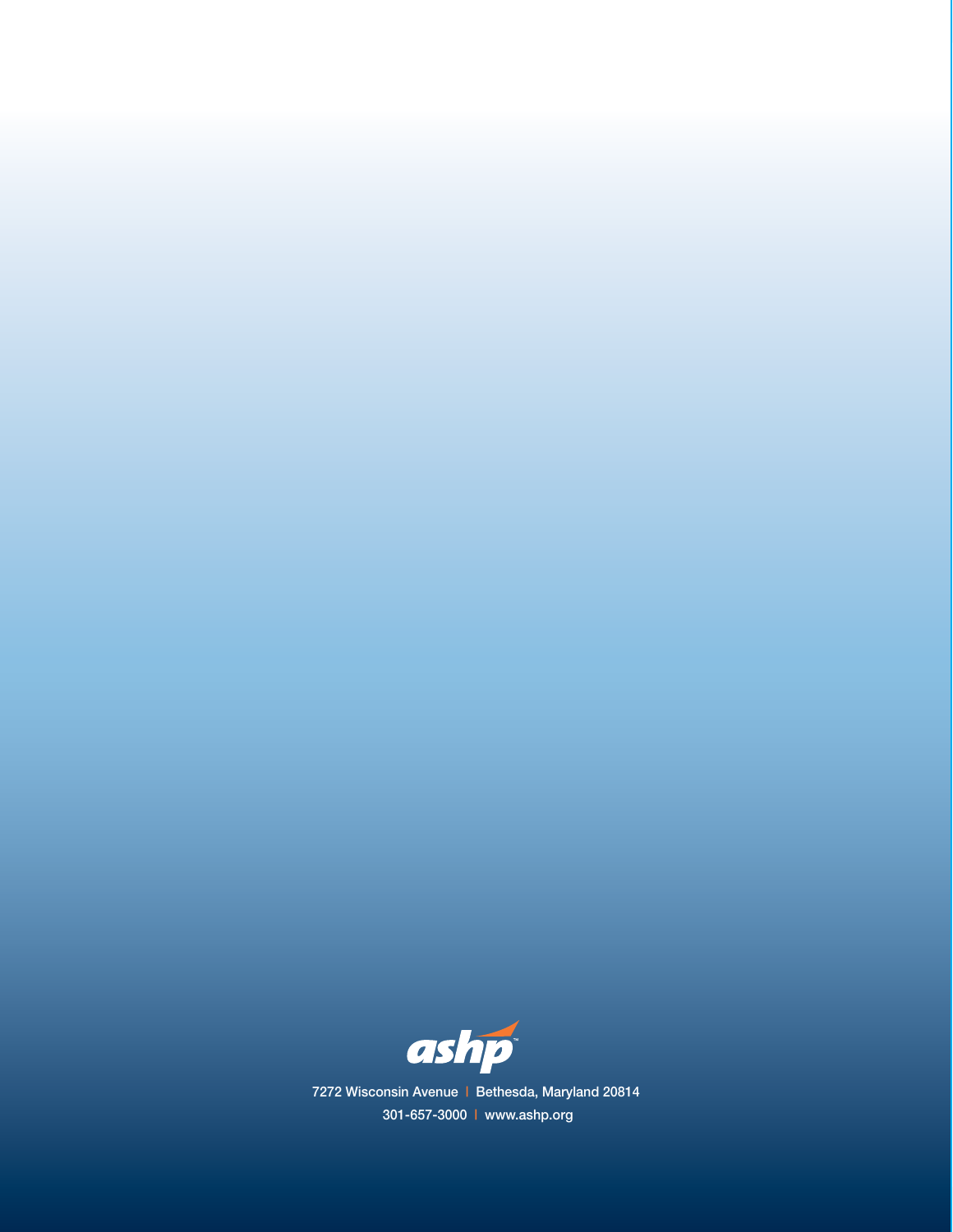ashp

7272 Wisconsin Avenue | Bethesda, Maryland 20814

301-657-3000 | www.ashp.org